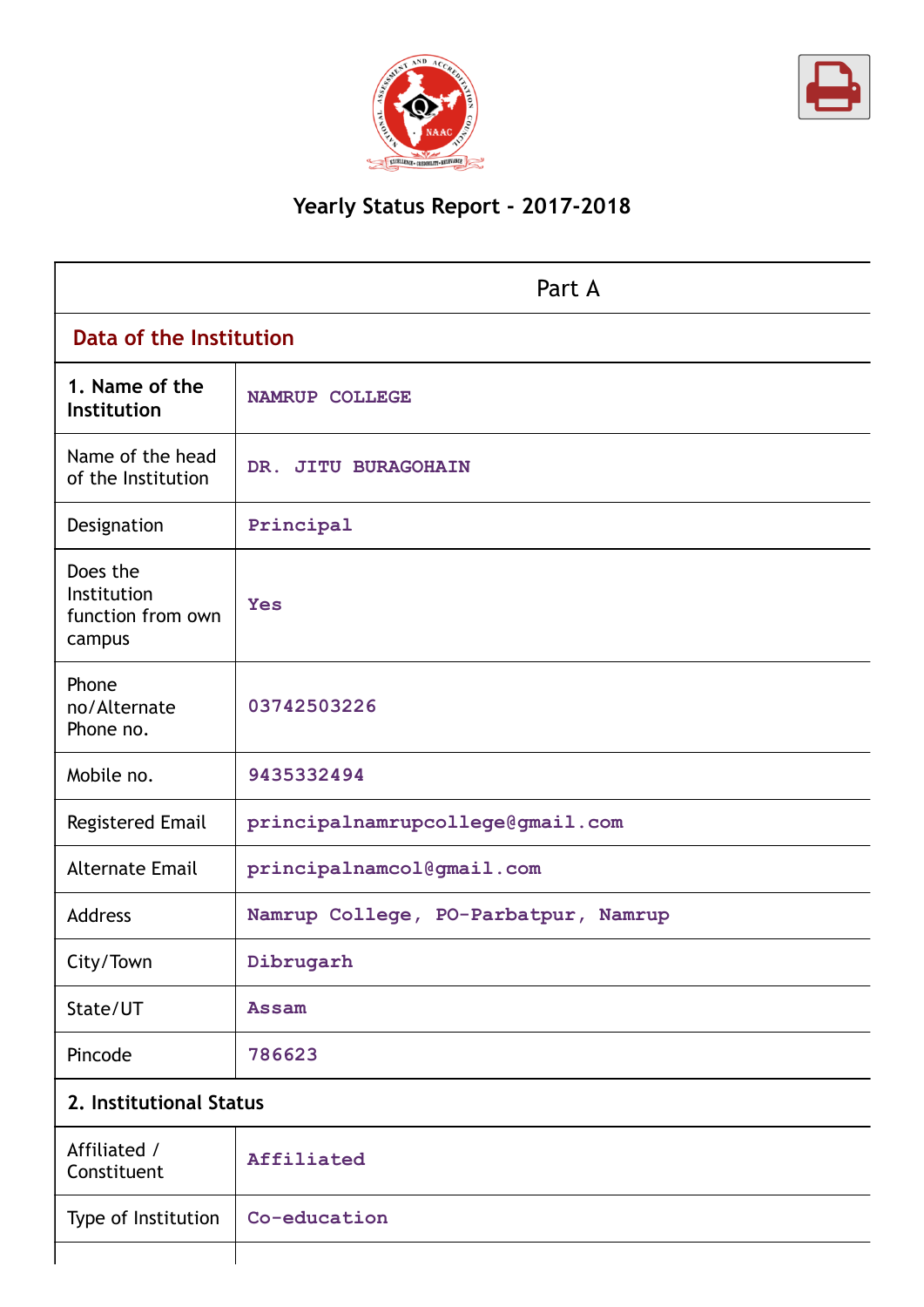# Yearly Status Report - 2017-2018

| Part A | |
|---|---|
| **Data of the Institution** | |
| **1. Name of the Institution** | NAMRUP COLLEGE |
| Name of the head of the Institution | DR. JITU BURAGOHAIN |
| Designation | Principal |
| Does the Institution function from own campus | Yes |
| Phone no/Alternate Phone no. | 03742503226 |
| Mobile no. | 9435332494 |
| Registered Email | principalnamrupcollege@gmail.com |
| Alternate Email | principalnamcol@gmail.com |
| Address | Namrup College, PO-Parbatpur, Namrup |
| City/Town | Dibrugarh |
| State/UT | Assam |
| Pincode | 786623 |
| **2. Institutional Status** | |
| Affiliated / Constituent | Affiliated |
| Type of Institution | Co-education |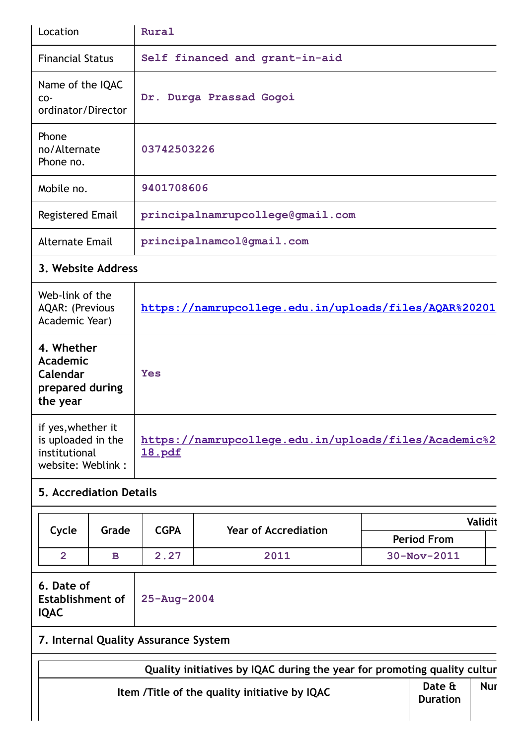| | |
|---|---|
| Location | Rural |
| Financial Status | Self financed and grant-in-aid |
| Name of the IQAC co-ordinator/Director | Dr. Durga Prassad Gogoi |
| Phone no/Alternate Phone no. | 03742503226 |
| Mobile no. | 9401708606 |
| Registered Email | principalnamrupcollege@gmail.com |
| Alternate Email | principalnamcol@gmail.com |

**3. Website Address**

| | |
|---|---|
| Web-link of the AQAR: (Previous Academic Year) | https://namrupcollege.edu.in/uploads/files/AQAR%20201 |
| **4. Whether Academic Calendar prepared during the year** | Yes |
| if yes,whether it is uploaded in the institutional website: Weblink : | https://namrupcollege.edu.in/uploads/files/Academic%2 18.pdf |

**5. Accrediation Details**

| Cycle | Grade | CGPA | Year of Accrediation | Validit | |
|---|---|---|---|---|---|
| | | | | Period From | |
| 2 | B | 2.27 | 2011 | 30-Nov-2011 | |

| | |
|---|---|
| **6. Date of Establishment of IQAC** | 25-Aug-2004 |

**7. Internal Quality Assurance System**

| Quality initiatives by IQAC during the year for promoting quality cultur | | |
|---|---|---|
| Item /Title of the quality initiative by IQAC | Date & Duration | Nur |
| | | |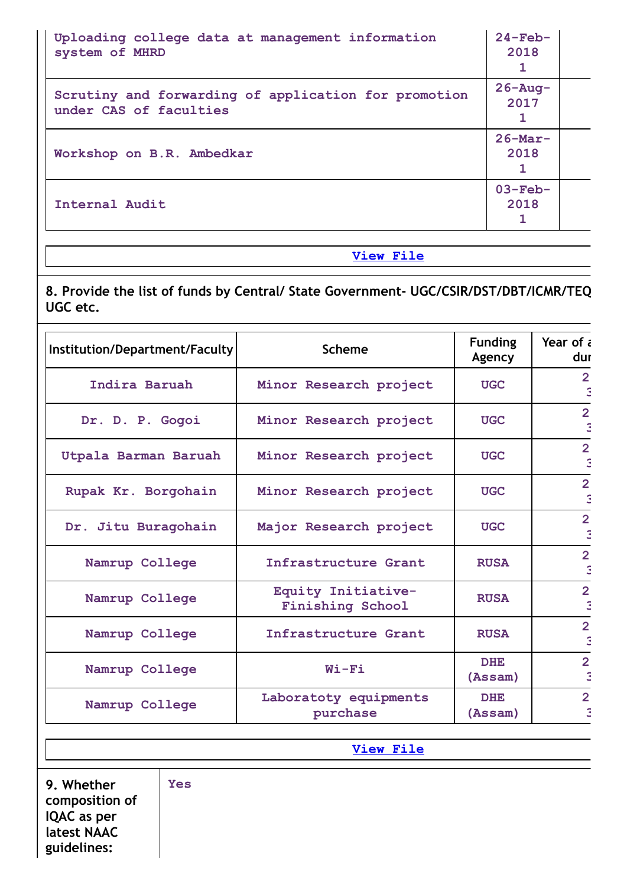| Uploading college data at management information system of MHRD | 24-Feb-2018 1 | |
|---|---|---|
| Scrutiny and forwarding of application for promotion under CAS of faculties | 26-Aug-2017 1 | |
| Workshop on B.R. Ambedkar | 26-Mar-2018 1 | |
| Internal Audit | 03-Feb-2018 1 | |

View File

**8. Provide the list of funds by Central/ State Government- UGC/CSIR/DST/DBT/ICMR/TEQ UGC etc.**

| Institution/Department/Faculty | Scheme | Funding Agency | Year of a dur |
|---|---|---|---|
| Indira Baruah | Minor Research project | UGC | 2 3 |
| Dr. D. P. Gogoi | Minor Research project | UGC | 2 3 |
| Utpala Barman Baruah | Minor Research project | UGC | 2 3 |
| Rupak Kr. Borgohain | Minor Research project | UGC | 2 3 |
| Dr. Jitu Buragohain | Major Research project | UGC | 2 3 |
| Namrup College | Infrastructure Grant | RUSA | 2 3 |
| Namrup College | Equity Initiative- Finishing School | RUSA | 2 3 |
| Namrup College | Infrastructure Grant | RUSA | 2 3 |
| Namrup College | Wi-Fi | DHE (Assam) | 2 3 |
| Namrup College | Laboratoty equipments purchase | DHE (Assam) | 2 3 |

View File

| 9. Whether composition of IQAC as per latest NAAC guidelines: | Yes |
|---|---|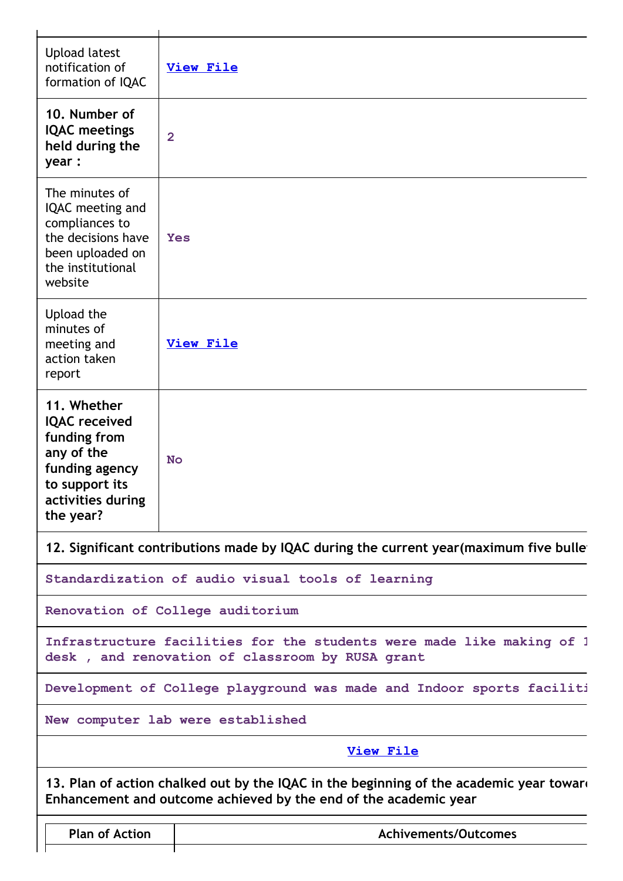| | |
|---|---|
| Upload latest notification of formation of IQAC | View File |
| **10. Number of IQAC meetings held during the year :** | 2 |
| The minutes of IQAC meeting and compliances to the decisions have been uploaded on the institutional website | Yes |
| Upload the minutes of meeting and action taken report | View File |
| **11. Whether IQAC received funding from any of the funding agency to support its activities during the year?** | No |

**12. Significant contributions made by IQAC during the current year(maximum five bulle**

| |
|---|
| Standardization of audio visual tools of learning |
| Renovation of College auditorium |
| Infrastructure facilities for the students were made like making of 1 desk , and renovation of classroom by RUSA grant |
| Development of College playground was made and Indoor sports faciliti |
| New computer lab were established |
| View File |

**13. Plan of action chalked out by the IQAC in the beginning of the academic year toward Enhancement and outcome achieved by the end of the academic year**

| Plan of Action | Achivements/Outcomes |
|---|---|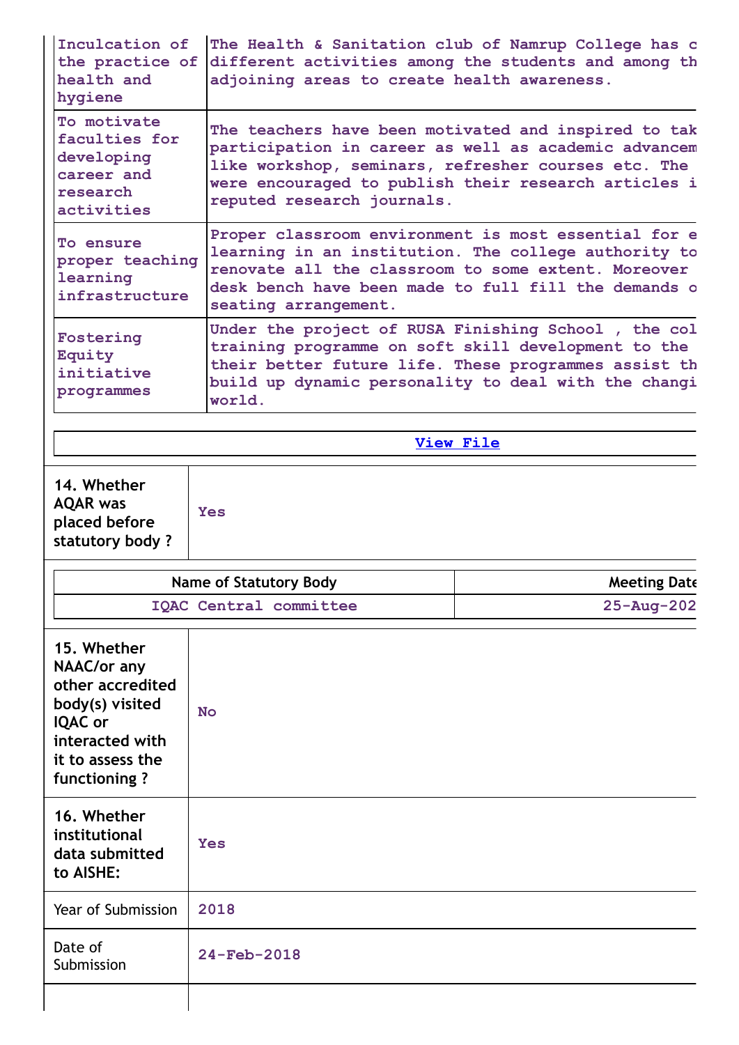| | |
|---|---|
| Inculcation of the practice of health and hygiene | The Health & Sanitation club of Namrup College has c different activities among the students and among th adjoining areas to create health awareness. |
| To motivate faculties for developing career and research activities | The teachers have been motivated and inspired to tak participation in career as well as academic advancem like workshop, seminars, refresher courses etc. The were encouraged to publish their research articles i reputed research journals. |
| To ensure proper teaching learning infrastructure | Proper classroom environment is most essential for e learning in an institution. The college authority to renovate all the classroom to some extent. Moreover desk bench have been made to full fill the demands o seating arrangement. |
| Fostering Equity initiative programmes | Under the project of RUSA Finishing School , the col training programme on soft skill development to the their better future life. These programmes assist th build up dynamic personality to deal with the changi world. |

View File

| | |
|---|---|
| **14. Whether AQAR was placed before statutory body ?** | Yes |

| Name of Statutory Body | Meeting Date |
|---|---|
| IQAC Central committee | 25-Aug-202 |

| | |
|---|---|
| **15. Whether NAAC/or any other accredited body(s) visited IQAC or interacted with it to assess the functioning ?** | No |
| **16. Whether institutional data submitted to AISHE:** | Yes |
| Year of Submission | 2018 |
| Date of Submission | 24-Feb-2018 |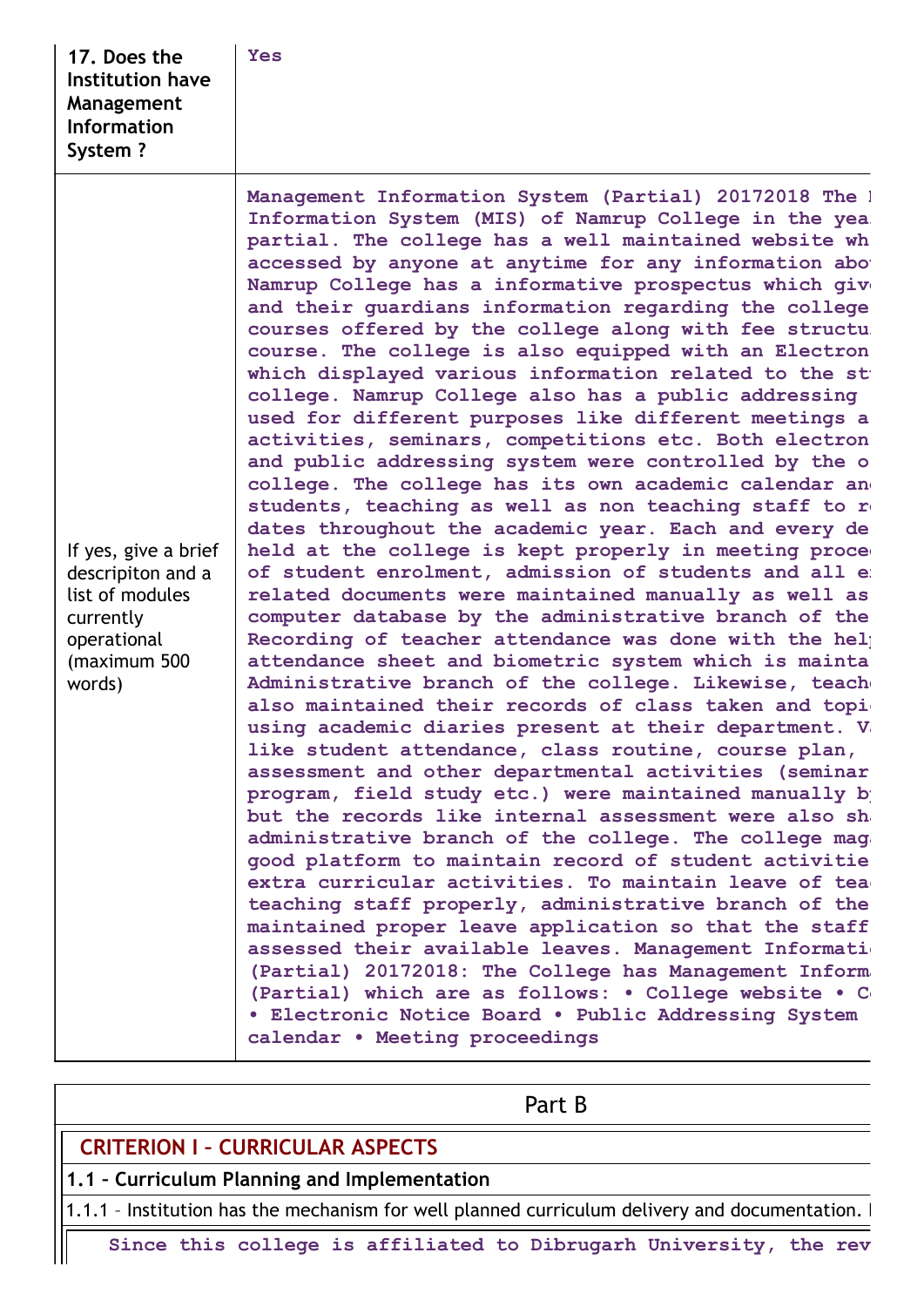| 17. Does the Institution have Management Information System ? | Yes |
|---|---|
| If yes, give a brief descripiton and a list of modules currently operational (maximum 500 words) | Management Information System (Partial) 20172018 The I Information System (MIS) of Namrup College in the yea partial. The college has a well maintained website wh accessed by anyone at anytime for any information abo Namrup College has a informative prospectus which giv and their guardians information regarding the college courses offered by the college along with fee structu course. The college is also equipped with an Electron which displayed various information related to the st college. Namrup College also has a public addressing used for different purposes like different meetings a activities, seminars, competitions etc. Both electron and public addressing system were controlled by the o college. The college has its own academic calendar an students, teaching as well as non teaching staff to r dates throughout the academic year. Each and every de held at the college is kept properly in meeting proce of student enrolment, admission of students and all e related documents were maintained manually as well as computer database by the administrative branch of the Recording of teacher attendance was done with the hel attendance sheet and biometric system which is mainta Administrative branch of the college. Likewise, teach also maintained their records of class taken and topi using academic diaries present at their department. V like student attendance, class routine, course plan, assessment and other departmental activities (seminar program, field study etc.) were maintained manually b but the records like internal assessment were also sh administrative branch of the college. The college mag good platform to maintain record of student activitie extra curricular activities. To maintain leave of tea teaching staff properly, administrative branch of the maintained proper leave application so that the staff assessed their available leaves. Management Informati (Partial) 20172018: The College has Management Inform (Partial) which are as follows: • College website • C • Electronic Notice Board • Public Addressing System calendar • Meeting proceedings |

## Part B

### CRITERION I – CURRICULAR ASPECTS

#### 1.1 – Curriculum Planning and Implementation

1.1.1 – Institution has the mechanism for well planned curriculum delivery and documentation. I

Since this college is affiliated to Dibrugarh University, the rev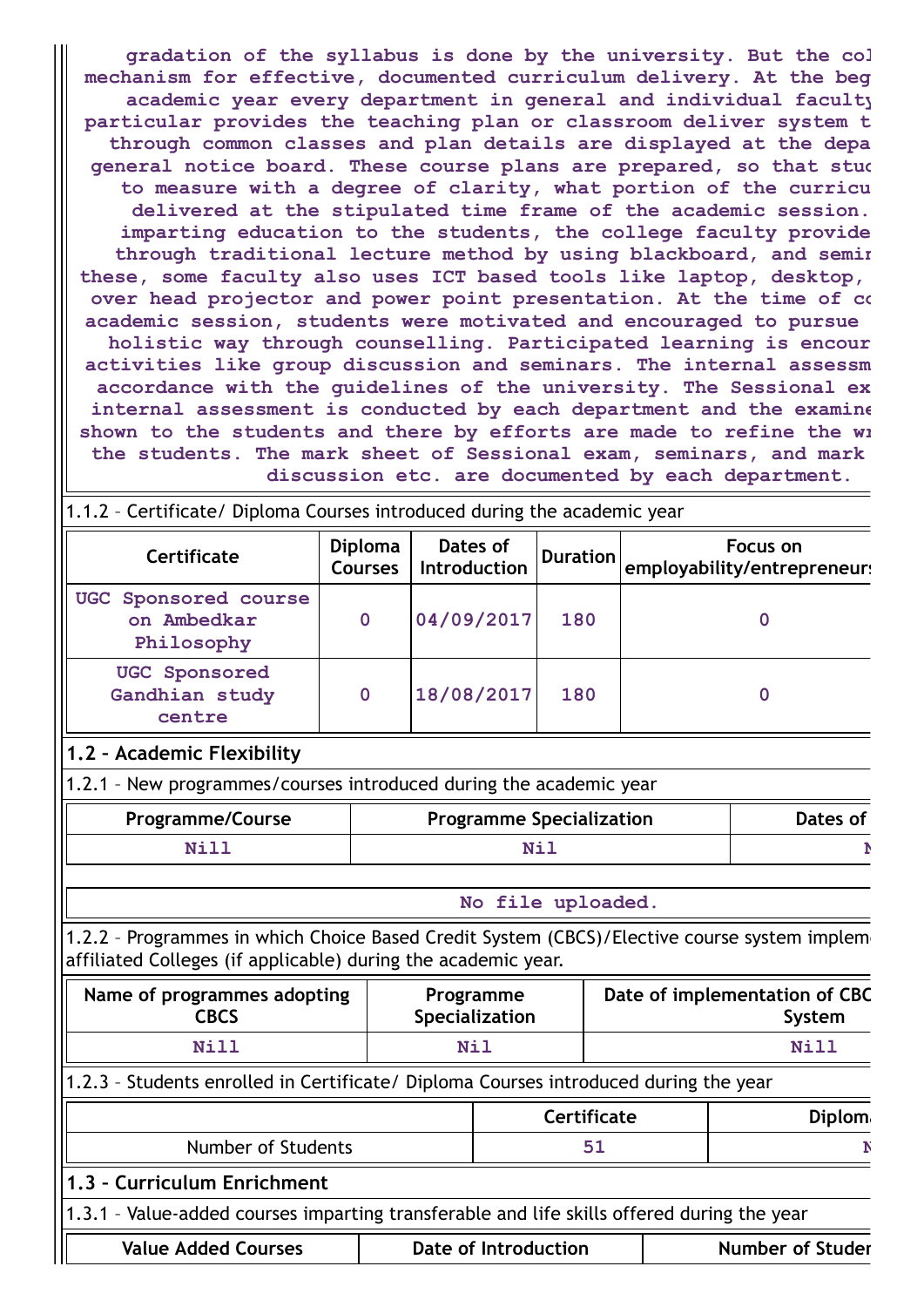gradation of the syllabus is done by the university. But the col mechanism for effective, documented curriculum delivery. At the beg academic year every department in general and individual faculty particular provides the teaching plan or classroom deliver system t through common classes and plan details are displayed at the depa general notice board. These course plans are prepared, so that stuc to measure with a degree of clarity, what portion of the curricu delivered at the stipulated time frame of the academic session. imparting education to the students, the college faculty provide through traditional lecture method by using blackboard, and semin these, some faculty also uses ICT based tools like laptop, desktop, over head projector and power point presentation. At the time of co academic session, students were motivated and encouraged to pursue holistic way through counselling. Participated learning is encour activities like group discussion and seminars. The internal assessm accordance with the guidelines of the university. The Sessional ex internal assessment is conducted by each department and the examine shown to the students and there by efforts are made to refine the wr the students. The mark sheet of Sessional exam, seminars, and mark discussion etc. are documented by each department.

1.1.2 – Certificate/ Diploma Courses introduced during the academic year

| Certificate | Diploma Courses | Dates of Introduction | Duration | Focus on employability/entrepreneur |
|---|---|---|---|---|
| UGC Sponsored course on Ambedkar Philosophy | 0 | 04/09/2017 | 180 | 0 |
| UGC Sponsored Gandhian study centre | 0 | 18/08/2017 | 180 | 0 |

## 1.2 – Academic Flexibility

1.2.1 – New programmes/courses introduced during the academic year

| Programme/Course | Programme Specialization | Dates of |
|---|---|---|
| Nill | Nil | N |

No file uploaded.

1.2.2 – Programmes in which Choice Based Credit System (CBCS)/Elective course system implem affiliated Colleges (if applicable) during the academic year.

| Name of programmes adopting CBCS | Programme Specialization | Date of implementation of CBC System |
|---|---|---|
| Nill | Nil | Nill |

1.2.3 – Students enrolled in Certificate/ Diploma Courses introduced during the year

| | Certificate | Diplom |
|---|---|---|
| Number of Students | 51 | N |

## 1.3 – Curriculum Enrichment

1.3.1 – Value-added courses imparting transferable and life skills offered during the year

| Value Added Courses | Date of Introduction | Number of Studer |
|---|---|---|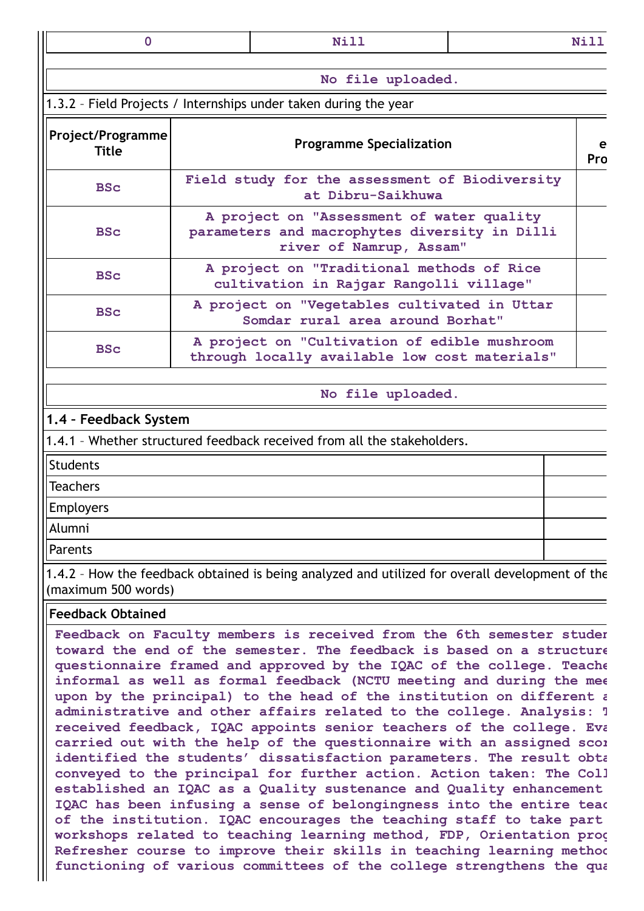| 0 | Nill | Nill |
|---|---|---|

No file uploaded.

1.3.2 – Field Projects / Internships under taken during the year

| Project/Programme Title | Programme Specialization | e Pro |
|---|---|---|
| BSc | Field study for the assessment of Biodiversity at Dibru-Saikhuwa | |
| BSc | A project on "Assessment of water quality parameters and macrophytes diversity in Dilli river of Namrup, Assam" | |
| BSc | A project on "Traditional methods of Rice cultivation in Rajgar Rangolli village" | |
| BSc | A project on "Vegetables cultivated in Uttar Somdar rural area around Borhat" | |
| BSc | A project on "Cultivation of edible mushroom through locally available low cost materials" | |

No file uploaded.

**1.4 – Feedback System**

1.4.1 – Whether structured feedback received from all the stakeholders.

| | |
|---|---|
| Students | |
| Teachers | |
| Employers | |
| Alumni | |
| Parents | |

1.4.2 – How the feedback obtained is being analyzed and utilized for overall development of the (maximum 500 words)

**Feedback Obtained**

**Feedback on Faculty members is received from the 6th semester studer toward the end of the semester. The feedback is based on a structure questionnaire framed and approved by the IQAC of the college. Teache informal as well as formal feedback (NCTU meeting and during the mee upon by the principal) to the head of the institution on different a administrative and other affairs related to the college. Analysis: T received feedback, IQAC appoints senior teachers of the college. Eva carried out with the help of the questionnaire with an assigned scor identified the students' dissatisfaction parameters. The result obta conveyed to the principal for further action. Action taken: The Coll established an IQAC as a Quality sustenance and Quality enhancement IQAC has been infusing a sense of belongingness into the entire teac of the institution. IQAC encourages the teaching staff to take part workshops related to teaching learning method, FDP, Orientation prog Refresher course to improve their skills in teaching learning methoc functioning of various committees of the college strengthens the qua**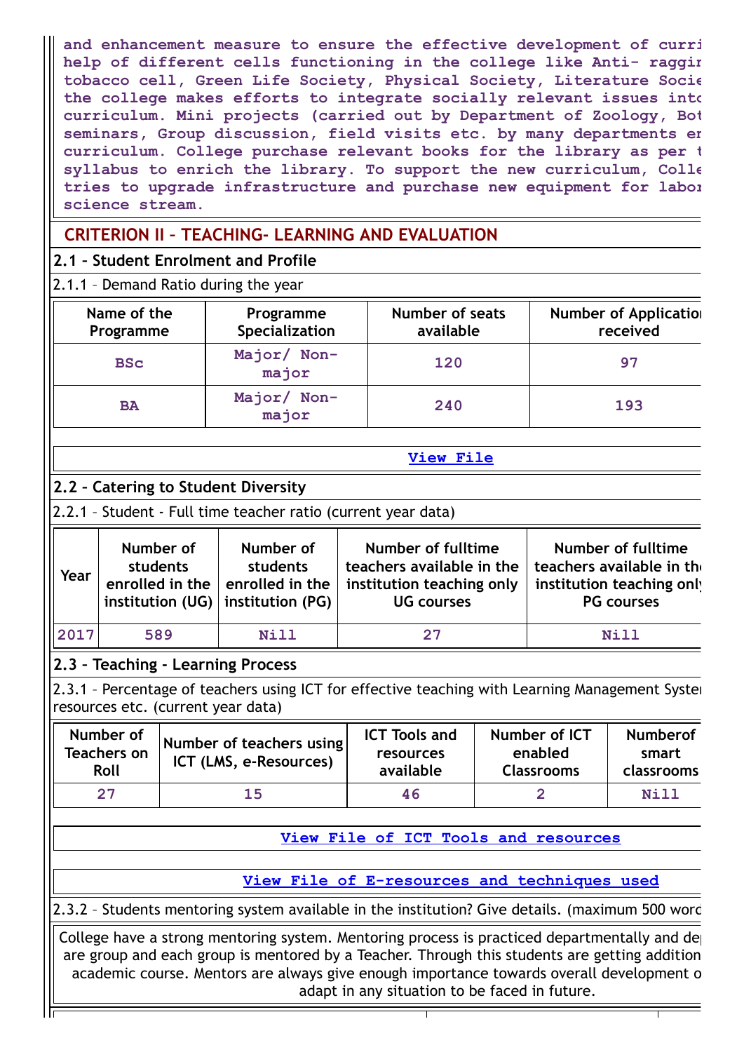and enhancement measure to ensure the effective development of curri help of different cells functioning in the college like Anti- raggir tobacco cell, Green Life Society, Physical Society, Literature Socie the college makes efforts to integrate socially relevant issues into curriculum. Mini projects (carried out by Department of Zoology, Bot seminars, Group discussion, field visits etc. by many departments er curriculum. College purchase relevant books for the library as per t syllabus to enrich the library. To support the new curriculum, Colle tries to upgrade infrastructure and purchase new equipment for labor science stream.

## CRITERION II – TEACHING- LEARNING AND EVALUATION

### 2.1 – Student Enrolment and Profile

2.1.1 – Demand Ratio during the year

| Name of the Programme | Programme Specialization | Number of seats available | Number of Application received |
|---|---|---|---|
| BSc | Major/ Non-major | 120 | 97 |
| BA | Major/ Non-major | 240 | 193 |

View File

### 2.2 – Catering to Student Diversity

2.2.1 – Student - Full time teacher ratio (current year data)

| Year | Number of students enrolled in the institution (UG) | Number of students enrolled in the institution (PG) | Number of fulltime teachers available in the institution teaching only UG courses | Number of fulltime teachers available in the institution teaching only PG courses |
|---|---|---|---|---|
| 2017 | 589 | Nill | 27 | Nill |

### 2.3 – Teaching - Learning Process

2.3.1 – Percentage of teachers using ICT for effective teaching with Learning Management System resources etc. (current year data)

| Number of Teachers on Roll | Number of teachers using ICT (LMS, e-Resources) | ICT Tools and resources available | Number of ICT enabled Classrooms | Numberof smart classrooms |
|---|---|---|---|---|
| 27 | 15 | 46 | 2 | Nill |

View File of ICT Tools and resources

View File of E-resources and techniques used

2.3.2 – Students mentoring system available in the institution? Give details. (maximum 500 word

College have a strong mentoring system. Mentoring process is practiced departmentally and de are group and each group is mentored by a Teacher. Through this students are getting addition academic course. Mentors are always give enough importance towards overall development o adapt in any situation to be faced in future.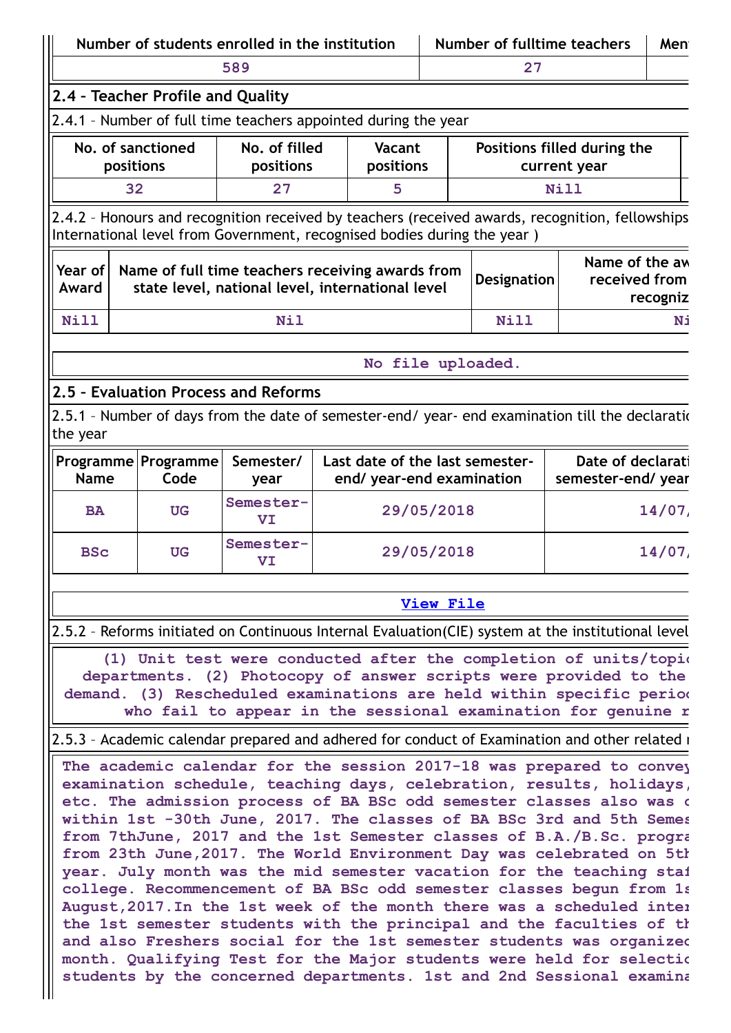| Number of students enrolled in the institution | Number of fulltime teachers | Men |
|---|---|---|
| 589 | 27 | |

## 2.4 – Teacher Profile and Quality

2.4.1 – Number of full time teachers appointed during the year

| No. of sanctioned positions | No. of filled positions | Vacant positions | Positions filled during the current year |
|---|---|---|---|
| 32 | 27 | 5 | Nill |

2.4.2 – Honours and recognition received by teachers (received awards, recognition, fellowships International level from Government, recognised bodies during the year )

| Year of Award | Name of full time teachers receiving awards from state level, national level, international level | Designation | Name of the aw received from recogniz |
|---|---|---|---|
| Nill | Nil | Nill | Ni |

No file uploaded.

## 2.5 – Evaluation Process and Reforms

2.5.1 – Number of days from the date of semester-end/ year- end examination till the declaratio the year

| Programme Name | Programme Code | Semester/ year | Last date of the last semester-end/ year-end examination | Date of declarati semester-end/ year |
|---|---|---|---|---|
| BA | UG | Semester-VI | 29/05/2018 | 14/07/ |
| BSc | UG | Semester-VI | 29/05/2018 | 14/07/ |

View File

2.5.2 – Reforms initiated on Continuous Internal Evaluation(CIE) system at the institutional level

(1) Unit test were conducted after the completion of units/topic departments. (2) Photocopy of answer scripts were provided to the demand. (3) Rescheduled examinations are held within specific perio who fail to appear in the sessional examination for genuine r

2.5.3 – Academic calendar prepared and adhered for conduct of Examination and other related

The academic calendar for the session 2017-18 was prepared to convey examination schedule, teaching days, celebration, results, holidays, etc. The admission process of BA BSc odd semester classes also was c within 1st -30th June, 2017. The classes of BA BSc 3rd and 5th Semes from 7thJune, 2017 and the 1st Semester classes of B.A./B.Sc. progra from 23th June,2017. The World Environment Day was celebrated on 5th year. July month was the mid semester vacation for the teaching staf college. Recommencement of BA BSc odd semester classes begun from 1s August,2017.In the 1st week of the month there was a scheduled inter the 1st semester students with the principal and the faculties of th and also Freshers social for the 1st semester students was organized month. Qualifying Test for the Major students were held for selectio students by the concerned departments. 1st and 2nd Sessional examina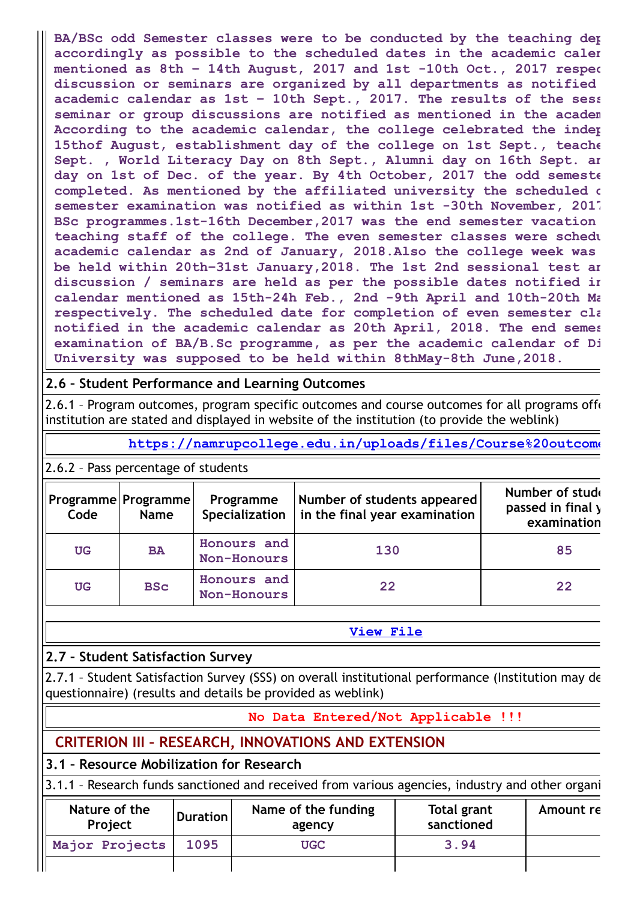BA/BSc odd Semester classes were to be conducted by the teaching dep accordingly as possible to the scheduled dates in the academic caler mentioned as 8th – 14th August, 2017 and 1st -10th Oct., 2017 respec discussion or seminars are organized by all departments as notified academic calendar as 1st – 10th Sept., 2017. The results of the sess seminar or group discussions are notified as mentioned in the academ According to the academic calendar, the college celebrated the indep 15thof August, establishment day of the college on 1st Sept., teache Sept. , World Literacy Day on 8th Sept., Alumni day on 16th Sept. ar day on 1st of Dec. of the year. By 4th October, 2017 the odd semeste completed. As mentioned by the affiliated university the scheduled c semester examination was notified as within 1st -30th November, 2017 BSc programmes.1st-16th December,2017 was the end semester vacation teaching staff of the college. The even semester classes were schedu academic calendar as 2nd of January, 2018.Also the college week was be held within 20th-31st January,2018. The 1st 2nd sessional test ar discussion / seminars are held as per the possible dates notified ir calendar mentioned as 15th-24h Feb., 2nd -9th April and 10th-20th Ma respectively. The scheduled date for completion of even semester cla notified in the academic calendar as 20th April, 2018. The end semes examination of BA/B.Sc programme, as per the academic calendar of Di University was supposed to be held within 8thMay-8th June,2018.

## 2.6 – Student Performance and Learning Outcomes

2.6.1 – Program outcomes, program specific outcomes and course outcomes for all programs offe institution are stated and displayed in website of the institution (to provide the weblink)

https://namrupcollege.edu.in/uploads/files/Course%20outcome

2.6.2 – Pass percentage of students

| Programme Code | Programme Name | Programme Specialization | Number of students appeared in the final year examination | Number of stude passed in final y examination |
|---|---|---|---|---|
| UG | BA | Honours and Non-Honours | 130 | 85 |
| UG | BSc | Honours and Non-Honours | 22 | 22 |

View File

## 2.7 – Student Satisfaction Survey

2.7.1 – Student Satisfaction Survey (SSS) on overall institutional performance (Institution may de questionnaire) (results and details be provided as weblink)

No Data Entered/Not Applicable !!!

# CRITERION III – RESEARCH, INNOVATIONS AND EXTENSION

## 3.1 – Resource Mobilization for Research

3.1.1 – Research funds sanctioned and received from various agencies, industry and other organi

| Nature of the Project | Duration | Name of the funding agency | Total grant sanctioned | Amount re |
|---|---|---|---|---|
| Major Projects | 1095 | UGC | 3.94 | |
| | | | | |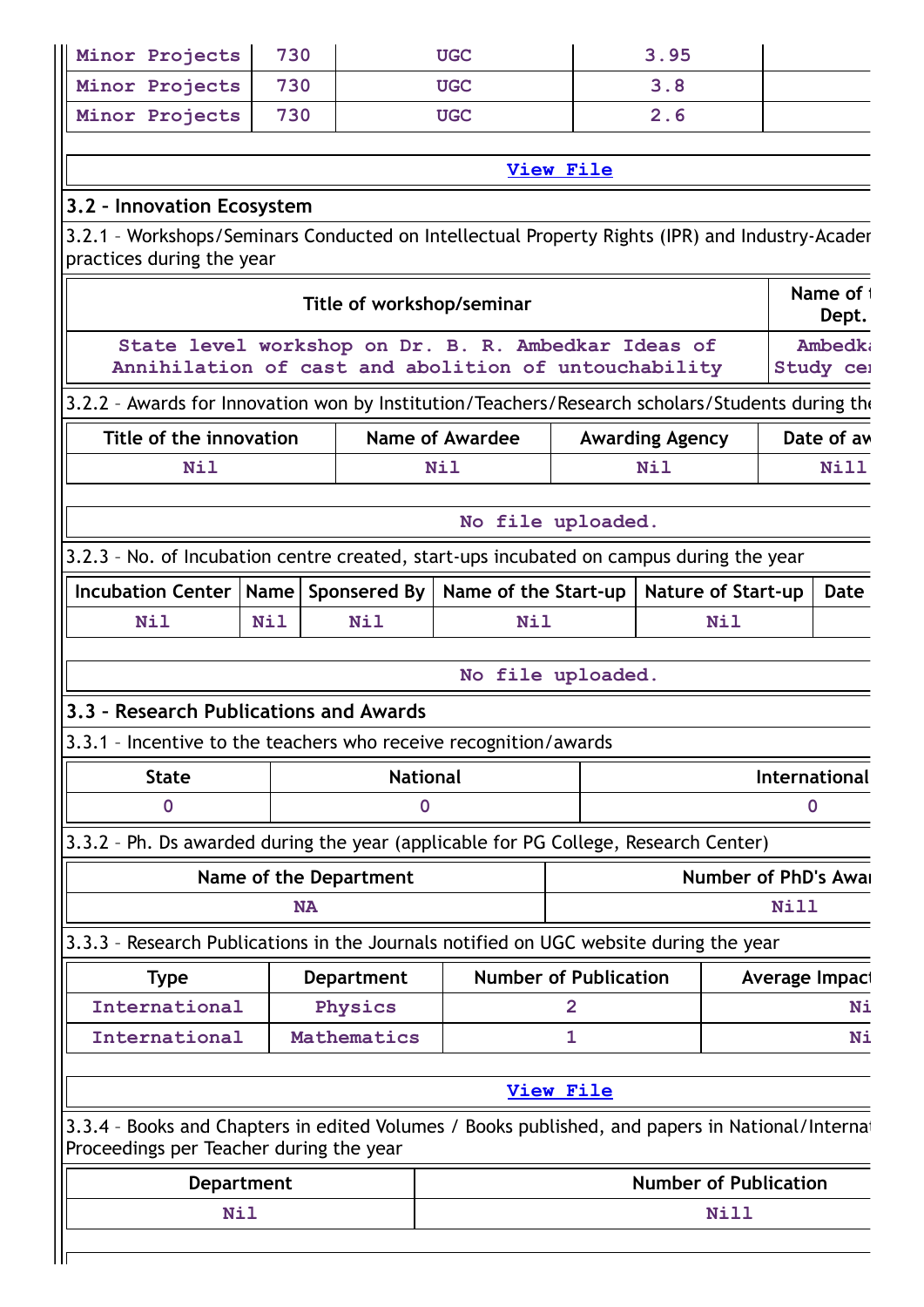| Minor Projects | 730 | UGC | 3.95 | |
|---|---|---|---|---|
| Minor Projects | 730 | UGC | 3.8 | |
| Minor Projects | 730 | UGC | 2.6 | |

View File

### 3.2 – Innovation Ecosystem

3.2.1 – Workshops/Seminars Conducted on Intellectual Property Rights (IPR) and Industry-Acader practices during the year

| Title of workshop/seminar | Name of t Dept. |
|---|---|
| State level workshop on Dr. B. R. Ambedkar Ideas of Annihilation of cast and abolition of untouchability | Ambedka Study cer |

3.2.2 – Awards for Innovation won by Institution/Teachers/Research scholars/Students during the

| Title of the innovation | Name of Awardee | Awarding Agency | Date of aw |
|---|---|---|---|
| Nil | Nil | Nil | Nill |

No file uploaded.

3.2.3 – No. of Incubation centre created, start-ups incubated on campus during the year

| Incubation Center | Name | Sponsered By | Name of the Start-up | Nature of Start-up | Date |
|---|---|---|---|---|---|
| Nil | Nil | Nil | Nil | Nil | |

No file uploaded.

### 3.3 – Research Publications and Awards

3.3.1 – Incentive to the teachers who receive recognition/awards

| State | National | International |
|---|---|---|
| 0 | 0 | 0 |

3.3.2 – Ph. Ds awarded during the year (applicable for PG College, Research Center)

| Name of the Department | Number of PhD's Awar |
|---|---|
| NA | Nill |

3.3.3 – Research Publications in the Journals notified on UGC website during the year

| Type | Department | Number of Publication | Average Impact |
|---|---|---|---|
| International | Physics | 2 | Ni |
| International | Mathematics | 1 | Ni |

View File

3.3.4 – Books and Chapters in edited Volumes / Books published, and papers in National/Internat Proceedings per Teacher during the year

| Department | Number of Publication |
|---|---|
| Nil | Nill |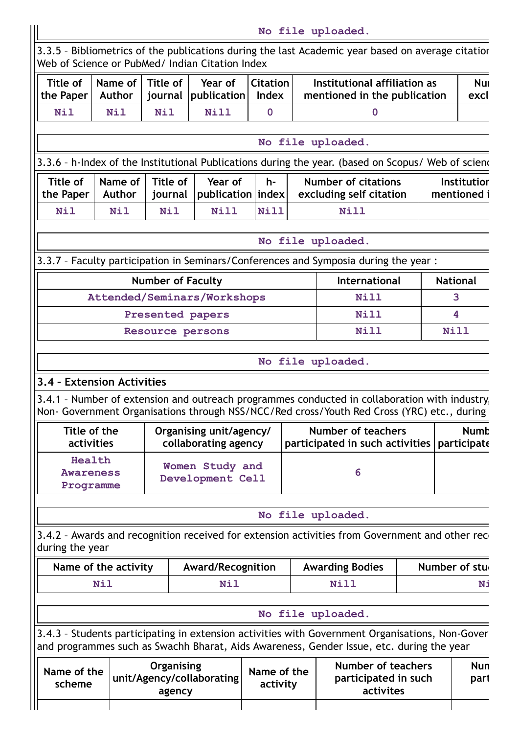No file uploaded.

3.3.5 – Bibliometrics of the publications during the last Academic year based on average citation Web of Science or PubMed/ Indian Citation Index

| Title of the Paper | Name of Author | Title of journal | Year of publication | Citation Index | Institutional affiliation as mentioned in the publication | Nu excl |
|---|---|---|---|---|---|---|
| Nil | Nil | Nil | Nill | 0 | 0 | |

No file uploaded.

3.3.6 – h-Index of the Institutional Publications during the year. (based on Scopus/ Web of scienc

| Title of the Paper | Name of Author | Title of journal | Year of publication | h-index | Number of citations excluding self citation | Institution mentioned i |
|---|---|---|---|---|---|---|
| Nil | Nil | Nil | Nill | Nill | Nill | |

No file uploaded.

3.3.7 – Faculty participation in Seminars/Conferences and Symposia during the year :

| Number of Faculty | International | National |
|---|---|---|
| Attended/Seminars/Workshops | Nill | 3 |
| Presented papers | Nill | 4 |
| Resource persons | Nill | Nill |

No file uploaded.

### 3.4 – Extension Activities

3.4.1 – Number of extension and outreach programmes conducted in collaboration with industry, Non- Government Organisations through NSS/NCC/Red cross/Youth Red Cross (YRC) etc., during

| Title of the activities | Organising unit/agency/ collaborating agency | Number of teachers participated in such activities | Numb participate |
|---|---|---|---|
| Health Awareness Programme | Women Study and Development Cell | 6 | |

No file uploaded.

3.4.2 – Awards and recognition received for extension activities from Government and other rec during the year

| Name of the activity | Award/Recognition | Awarding Bodies | Number of stu |
|---|---|---|---|
| Nil | Nil | Nill | Ni |

No file uploaded.

3.4.3 – Students participating in extension activities with Government Organisations, Non-Gover and programmes such as Swachh Bharat, Aids Awareness, Gender Issue, etc. during the year

| Name of the scheme | Organising unit/Agency/collaborating agency | Name of the activity | Number of teachers participated in such activites | Nun part |
|---|---|---|---|---|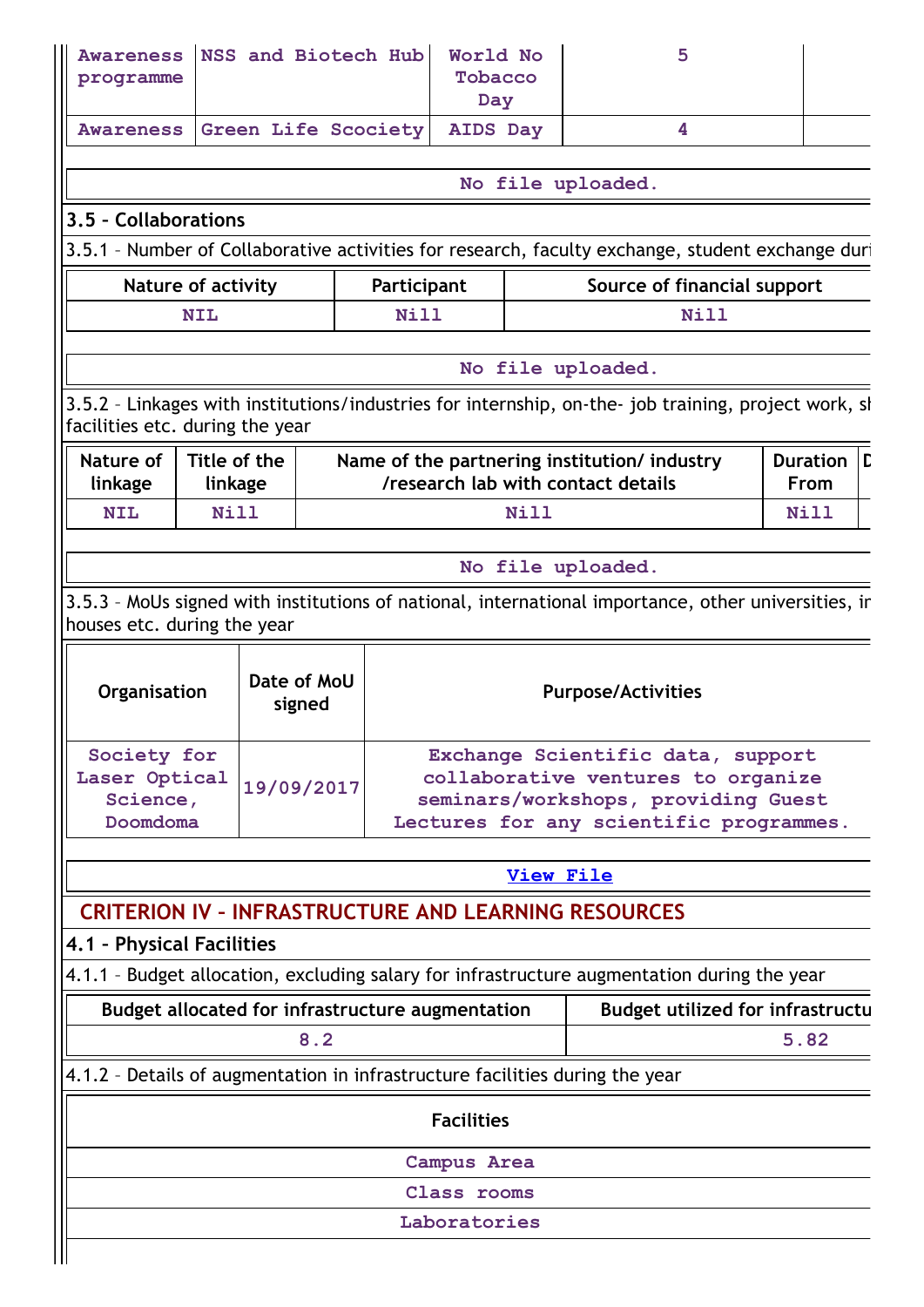| Awareness programme | NSS and Biotech Hub | World No Tobacco Day | 5 | |
|---|---|---|---|---|
| Awareness | Green Life Scociety | AIDS Day | 4 | |

No file uploaded.

### 3.5 – Collaborations

3.5.1 – Number of Collaborative activities for research, faculty exchange, student exchange duri

| Nature of activity | Participant | Source of financial support |
|---|---|---|
| NIL | Nill | Nill |

No file uploaded.

3.5.2 – Linkages with institutions/industries for internship, on-the- job training, project work, sl facilities etc. during the year

| Nature of linkage | Title of the linkage | Name of the partnering institution/ industry /research lab with contact details | Duration From | D |
|---|---|---|---|---|
| NIL | Nill | Nill | Nill | |

No file uploaded.

3.5.3 – MoUs signed with institutions of national, international importance, other universities, ir houses etc. during the year

| Organisation | Date of MoU signed | Purpose/Activities |
|---|---|---|
| Society for Laser Optical Science, Doomdoma | 19/09/2017 | Exchange Scientific data, support collaborative ventures to organize seminars/workshops, providing Guest Lectures for any scientific programmes. |

View File

## CRITERION IV – INFRASTRUCTURE AND LEARNING RESOURCES

### 4.1 – Physical Facilities

4.1.1 – Budget allocation, excluding salary for infrastructure augmentation during the year

| Budget allocated for infrastructure augmentation | Budget utilized for infrastructu |
|---|---|
| 8.2 | 5.82 |

4.1.2 – Details of augmentation in infrastructure facilities during the year

| Facilities |
|---|
| Campus Area |
| Class rooms |
| Laboratories |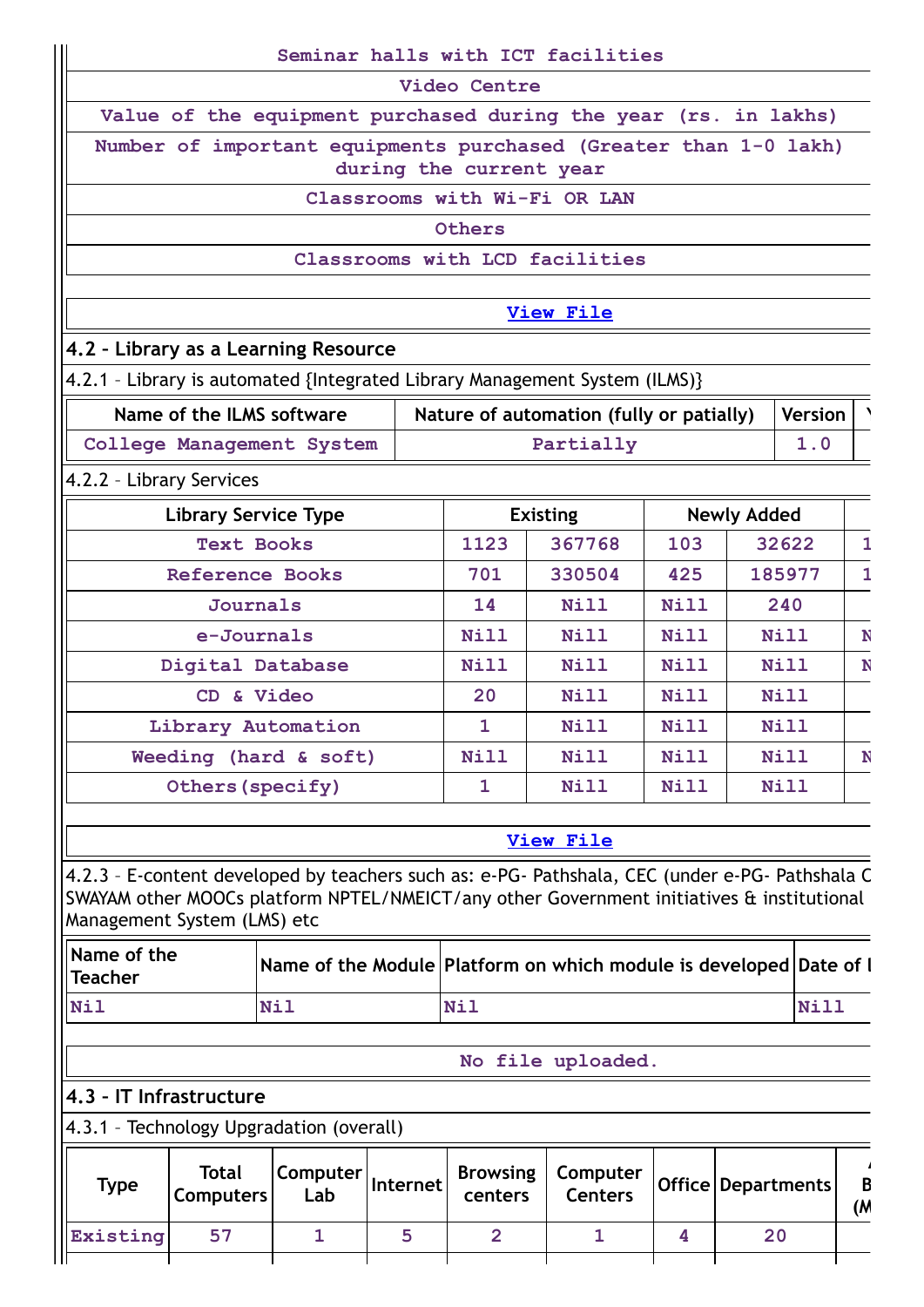| Seminar halls with ICT facilities |
|---|
| Video Centre |
| Value of the equipment purchased during the year (rs. in lakhs) |
| Number of important equipments purchased (Greater than 1-0 lakh) during the current year |
| Classrooms with Wi-Fi OR LAN |
| Others |
| Classrooms with LCD facilities |

View File

## 4.2 – Library as a Learning Resource

4.2.1 – Library is automated {Integrated Library Management System (ILMS)}

| Name of the ILMS software | Nature of automation (fully or patially) | Version |
|---|---|---|
| College Management System | Partially | 1.0 |

4.2.2 – Library Services

| Library Service Type | Existing | | Newly Added | | |
|---|---|---|---|---|---|
| Text Books | 1123 | 367768 | 103 | 32622 | 1 |
| Reference Books | 701 | 330504 | 425 | 185977 | 1 |
| Journals | 14 | Nill | Nill | 240 | |
| e-Journals | Nill | Nill | Nill | Nill | N |
| Digital Database | Nill | Nill | Nill | Nill | N |
| CD & Video | 20 | Nill | Nill | Nill | |
| Library Automation | 1 | Nill | Nill | Nill | |
| Weeding (hard & soft) | Nill | Nill | Nill | Nill | N |
| Others(specify) | 1 | Nill | Nill | Nill | |

View File

4.2.3 – E-content developed by teachers such as: e-PG- Pathshala, CEC (under e-PG- Pathshala C SWAYAM other MOOCs platform NPTEL/NMEICT/any other Government initiatives & institutional Management System (LMS) etc

| Name of the Teacher | Name of the Module | Platform on which module is developed | Date of l |
|---|---|---|---|
| Nil | Nil | Nil | Nill |

No file uploaded.

## 4.3 – IT Infrastructure

4.3.1 – Technology Upgradation (overall)

| Type | Total Computers | Computer Lab | Internet | Browsing centers | Computer Centers | Office | Departments |
|---|---|---|---|---|---|---|---|
| Existing | 57 | 1 | 5 | 2 | 1 | 4 | 20 |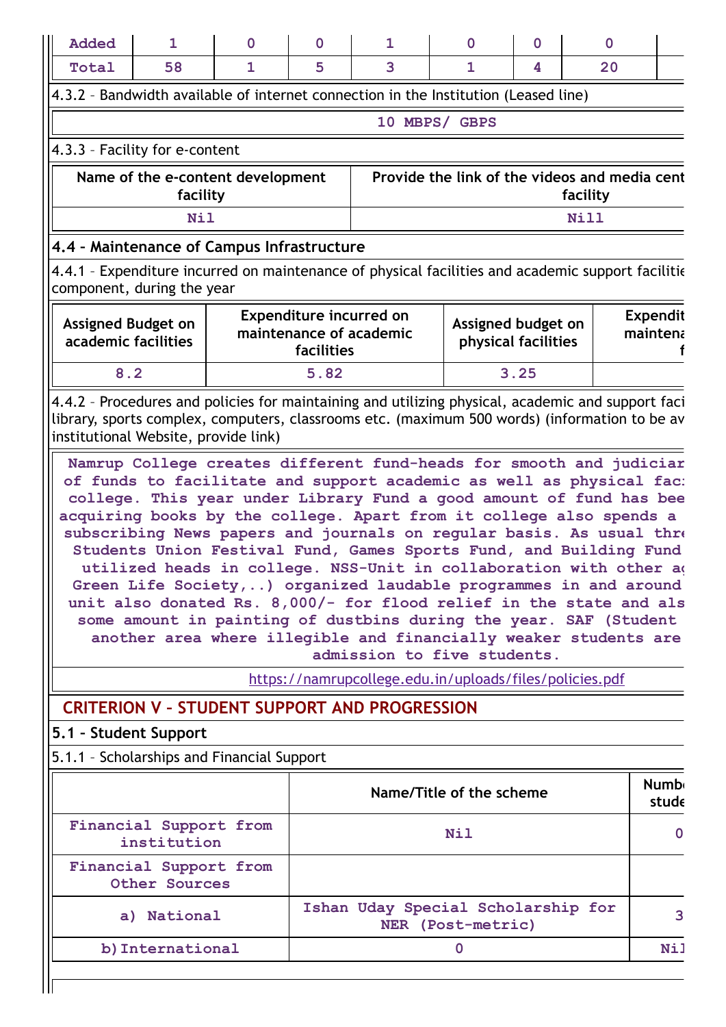| Added | 1 | 0 | 0 | 1 | 0 | 0 | 0 | |
|---|---|---|---|---|---|---|---|---|
| Total | 58 | 1 | 5 | 3 | 1 | 4 | 20 | |

4.3.2 – Bandwidth available of internet connection in the Institution (Leased line)

10 MBPS/ GBPS

4.3.3 – Facility for e-content

| Name of the e-content development facility | Provide the link of the videos and media cent facility |
|---|---|
| Nil | Nill |

**4.4 – Maintenance of Campus Infrastructure**

4.4.1 – Expenditure incurred on maintenance of physical facilities and academic support faciliti component, during the year

| Assigned Budget on academic facilities | Expenditure incurred on maintenance of academic facilities | Assigned budget on physical facilities | Expendit maintena f |
|---|---|---|---|
| 8.2 | 5.82 | 3.25 | |

4.4.2 – Procedures and policies for maintaining and utilizing physical, academic and support faci library, sports complex, computers, classrooms etc. (maximum 500 words) (information to be av institutional Website, provide link)

Namrup College creates different fund-heads for smooth and judiciar of funds to facilitate and support academic as well as physical fac college. This year under Library Fund a good amount of fund has bee acquiring books by the college. Apart from it college also spends a subscribing News papers and journals on regular basis. As usual thre Students Union Festival Fund, Games Sports Fund, and Building Fund utilized heads in college. NSS-Unit in collaboration with other ag Green Life Society,..) organized laudable programmes in and around unit also donated Rs. 8,000/- for flood relief in the state and als some amount in painting of dustbins during the year. SAF (Student another area where illegible and financially weaker students are admission to five students.

https://namrupcollege.edu.in/uploads/files/policies.pdf

## CRITERION V – STUDENT SUPPORT AND PROGRESSION

**5.1 – Student Support**

5.1.1 – Scholarships and Financial Support

| | Name/Title of the scheme | Numb stude |
|---|---|---|
| Financial Support from institution | Nil | 0 |
| Financial Support from Other Sources | | |
| a) National | Ishan Uday Special Scholarship for NER (Post-metric) | 3 |
| b)International | 0 | Nil |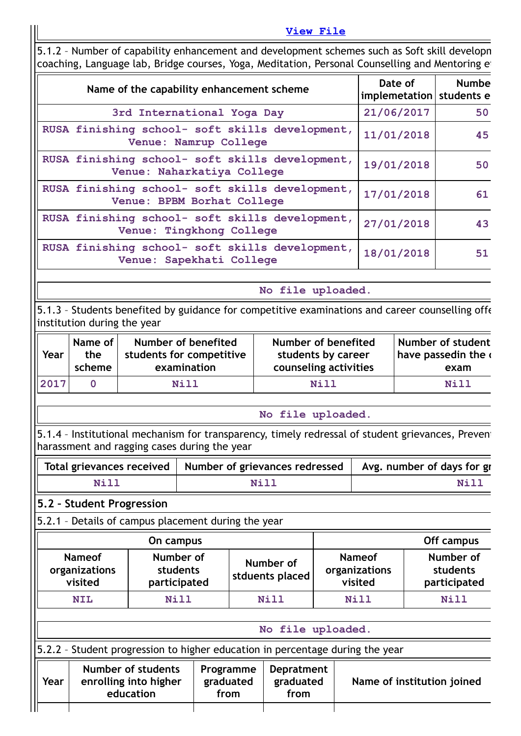View File

5.1.2 – Number of capability enhancement and development schemes such as Soft skill developn coaching, Language lab, Bridge courses, Yoga, Meditation, Personal Counselling and Mentoring e

| Name of the capability enhancement scheme | Date of implemetation | Numbe students e |
|---|---|---|
| 3rd International Yoga Day | 21/06/2017 | 50 |
| RUSA finishing school- soft skills development, Venue: Namrup College | 11/01/2018 | 45 |
| RUSA finishing school- soft skills development, Venue: Naharkatiya College | 19/01/2018 | 50 |
| RUSA finishing school- soft skills development, Venue: BPBM Borhat College | 17/01/2018 | 61 |
| RUSA finishing school- soft skills development, Venue: Tingkhong College | 27/01/2018 | 43 |
| RUSA finishing school- soft skills development, Venue: Sapekhati College | 18/01/2018 | 51 |

No file uploaded.

5.1.3 – Students benefited by guidance for competitive examinations and career counselling offe institution during the year

| Year | Name of the scheme | Number of benefited students for competitive examination | Number of benefited students by career counseling activities | Number of student have passedin the c exam |
|---|---|---|---|---|
| 2017 | 0 | Nill | Nill | Nill |

No file uploaded.

5.1.4 – Institutional mechanism for transparency, timely redressal of student grievances, Preven harassment and ragging cases during the year

| Total grievances received | Number of grievances redressed | Avg. number of days for gr |
|---|---|---|
| Nill | Nill | Nill |

## 5.2 – Student Progression

5.2.1 – Details of campus placement during the year

| On campus | | | Off campus | |
|---|---|---|---|---|
| Nameof organizations visited | Number of students participated | Number of stduents placed | Nameof organizations visited | Number of students participated |
| NIL | Nill | Nill | Nill | Nill |

No file uploaded.

5.2.2 – Student progression to higher education in percentage during the year

| Year | Number of students enrolling into higher education | Programme graduated from | Depratment graduated from | Name of institution joined |
|---|---|---|---|---|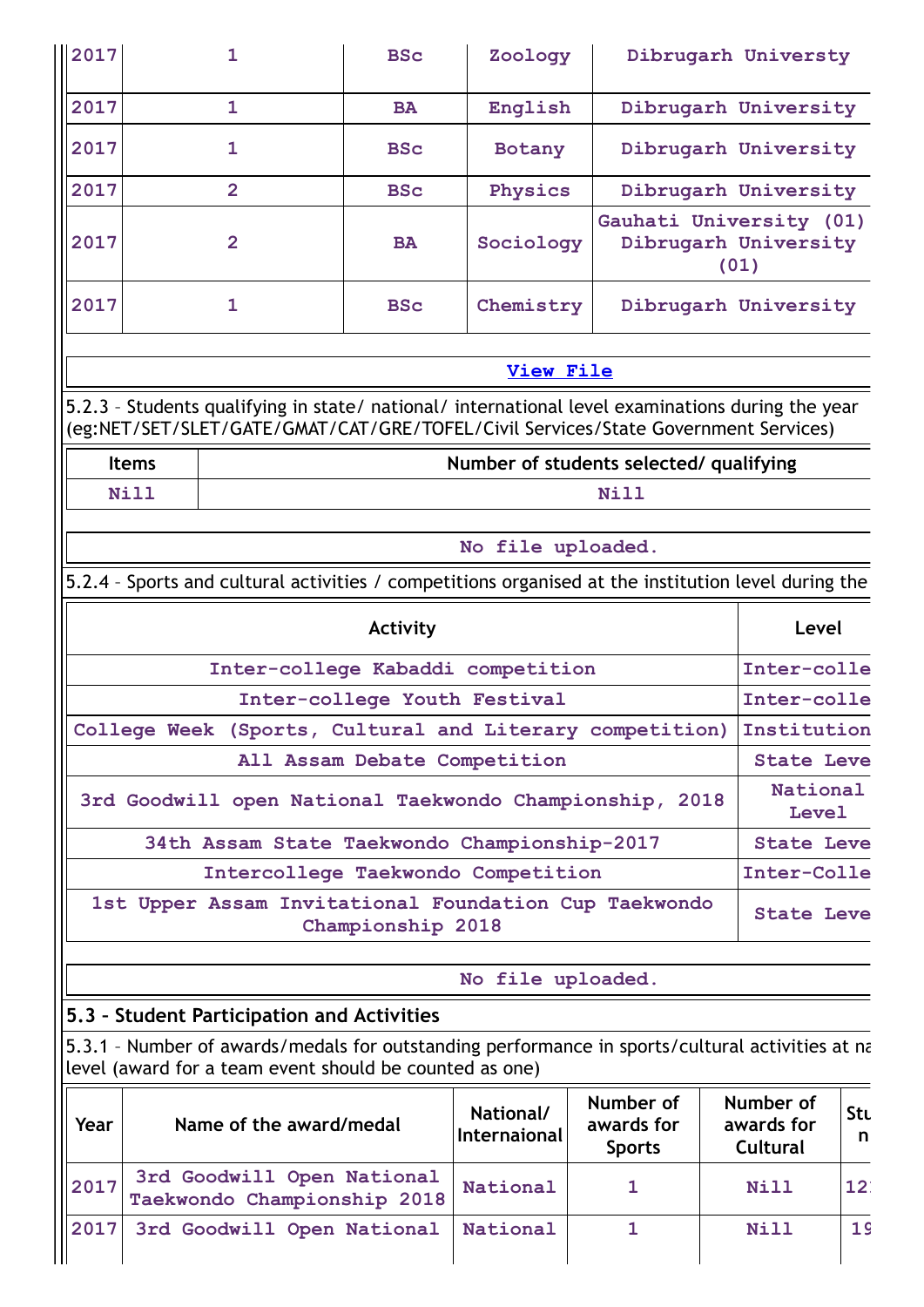| 2017 | 1 | BSc | Zoology | Dibrugarh Universty |
|---|---|---|---|---|
| 2017 | 1 | BA | English | Dibrugarh University |
| 2017 | 1 | BSc | Botany | Dibrugarh University |
| 2017 | 2 | BSc | Physics | Dibrugarh University |
| 2017 | 2 | BA | Sociology | Gauhati University (01) Dibrugarh University (01) |
| 2017 | 1 | BSc | Chemistry | Dibrugarh University |

[View File]

5.2.3 – Students qualifying in state/ national/ international level examinations during the year (eg:NET/SET/SLET/GATE/GMAT/CAT/GRE/TOFEL/Civil Services/State Government Services)

| Items | Number of students selected/ qualifying |
|---|---|
| Nill | Nill |

No file uploaded.

5.2.4 – Sports and cultural activities / competitions organised at the institution level during the

| Activity | Level |
|---|---|
| Inter-college Kabaddi competition | Inter-colle |
| Inter-college Youth Festival | Inter-colle |
| College Week (Sports, Cultural and Literary competition) | Institution |
| All Assam Debate Competition | State Leve |
| 3rd Goodwill open National Taekwondo Championship, 2018 | National Level |
| 34th Assam State Taekwondo Championship-2017 | State Leve |
| Intercollege Taekwondo Competition | Inter-Colle |
| 1st Upper Assam Invitational Foundation Cup Taekwondo Championship 2018 | State Leve |

No file uploaded.

## 5.3 – Student Participation and Activities

5.3.1 – Number of awards/medals for outstanding performance in sports/cultural activities at na level (award for a team event should be counted as one)

| Year | Name of the award/medal | National/ Internaional | Number of awards for Sports | Number of awards for Cultural | Stu n |
|---|---|---|---|---|---|
| 2017 | 3rd Goodwill Open National Taekwondo Championship 2018 | National | 1 | Nill | 12 |
| 2017 | 3rd Goodwill Open National | National | 1 | Nill | 19 |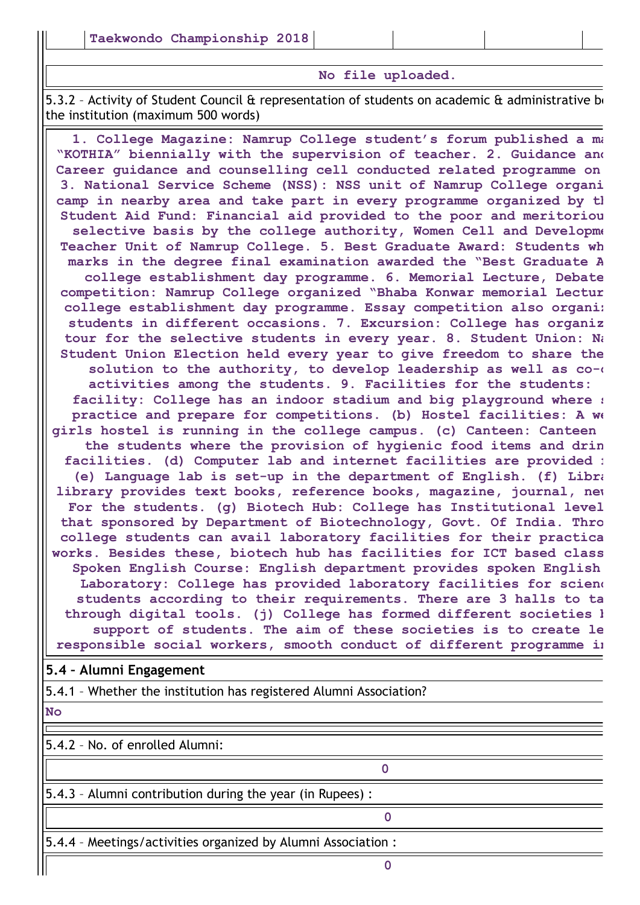| Taekwondo Championship 2018 | | | |
|---|---|---|---|

No file uploaded.

5.3.2 – Activity of Student Council & representation of students on academic & administrative bo the institution (maximum 500 words)

**1. College Magazine: Namrup College student's forum published a ma "KOTHIA" biennially with the supervision of teacher. 2. Guidance and Career guidance and counselling cell conducted related programme on 3. National Service Scheme (NSS): NSS unit of Namrup College organi camp in nearby area and take part in every programme organized by th Student Aid Fund: Financial aid provided to the poor and meritoriou selective basis by the college authority, Women Cell and Developme Teacher Unit of Namrup College. 5. Best Graduate Award: Students wh marks in the degree final examination awarded the "Best Graduate A college establishment day programme. 6. Memorial Lecture, Debate competition: Namrup College organized "Bhaba Konwar memorial Lectur college establishment day programme. Essay competition also organi students in different occasions. 7. Excursion: College has organiz tour for the selective students in every year. 8. Student Union: Na Student Union Election held every year to give freedom to share the solution to the authority, to develop leadership as well as co-o activities among the students. 9. Facilities for the students: facility: College has an indoor stadium and big playground where s practice and prepare for competitions. (b) Hostel facilities: A we girls hostel is running in the college campus. (c) Canteen: Canteen the students where the provision of hygienic food items and drin facilities. (d) Computer lab and internet facilities are provided f (e) Language lab is set-up in the department of English. (f) Libra library provides text books, reference books, magazine, journal, new For the students. (g) Biotech Hub: College has Institutional level that sponsored by Department of Biotechnology, Govt. Of India. Thro college students can avail laboratory facilities for their practica works. Besides these, biotech hub has facilities for ICT based class Spoken English Course: English department provides spoken English Laboratory: College has provided laboratory facilities for scienc students according to their requirements. There are 3 halls to ta through digital tools. (j) College has formed different societies b support of students. The aim of these societies is to create le responsible social workers, smooth conduct of different programme in**

**5.4 – Alumni Engagement**

5.4.1 – Whether the institution has registered Alumni Association?

**No**

5.4.2 – No. of enrolled Alumni:

0

5.4.3 – Alumni contribution during the year (in Rupees) :

0

5.4.4 – Meetings/activities organized by Alumni Association :

0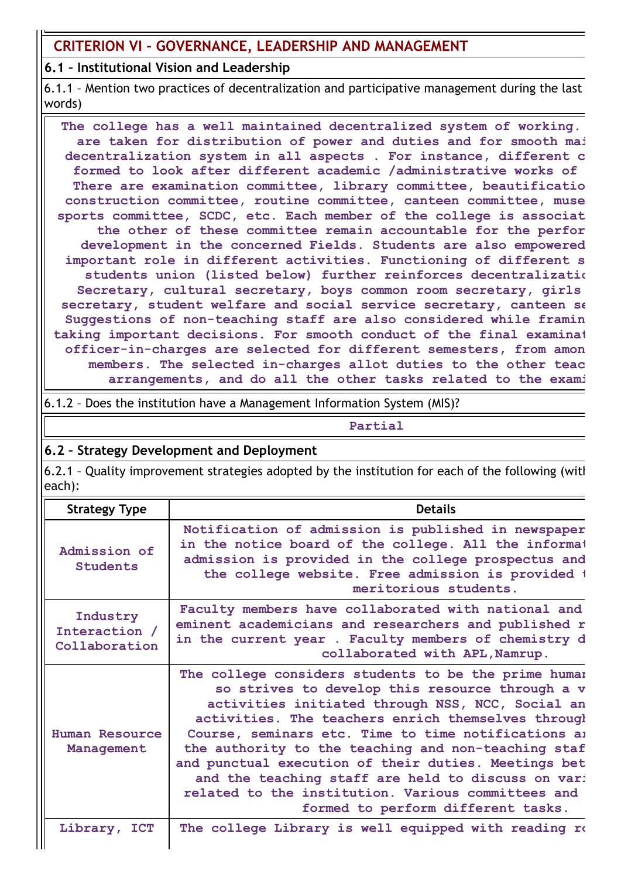## CRITERION VI – GOVERNANCE, LEADERSHIP AND MANAGEMENT

### 6.1 – Institutional Vision and Leadership

6.1.1 – Mention two practices of decentralization and participative management during the last words)

The college has a well maintained decentralized system of working. are taken for distribution of power and duties and for smooth mai decentralization system in all aspects . For instance, different c formed to look after different academic /administrative works of There are examination committee, library committee, beautificatio construction committee, routine committee, canteen committee, muse sports committee, SCDC, etc. Each member of the college is associat the other of these committee remain accountable for the perfor development in the concerned Fields. Students are also empowered important role in different activities. Functioning of different s students union (listed below) further reinforces decentralizatic Secretary, cultural secretary, boys common room secretary, girls secretary, student welfare and social service secretary, canteen se Suggestions of non-teaching staff are also considered while framin taking important decisions. For smooth conduct of the final examinat officer-in-charges are selected for different semesters, from amon members. The selected in-charges allot duties to the other teac arrangements, and do all the other tasks related to the exami

6.1.2 – Does the institution have a Management Information System (MIS)?

Partial

### 6.2 – Strategy Development and Deployment

6.2.1 – Quality improvement strategies adopted by the institution for each of the following (witl each):

| Strategy Type | Details |
|---|---|
| Admission of Students | Notification of admission is published in newspaper in the notice board of the college. All the informat admission is provided in the college prospectus and the college website. Free admission is provided t meritorious students. |
| Industry Interaction / Collaboration | Faculty members have collaborated with national and eminent academicians and researchers and published r in the current year . Faculty members of chemistry d collaborated with APL,Namrup. |
| Human Resource Management | The college considers students to be the prime humar so strives to develop this resource through a v activities initiated through NSS, NCC, Social an activities. The teachers enrich themselves througl Course, seminars etc. Time to time notifications ar the authority to the teaching and non-teaching staf and punctual execution of their duties. Meetings bet and the teaching staff are held to discuss on vari related to the institution. Various committees and formed to perform different tasks. |
| Library, ICT | The college Library is well equipped with reading rc |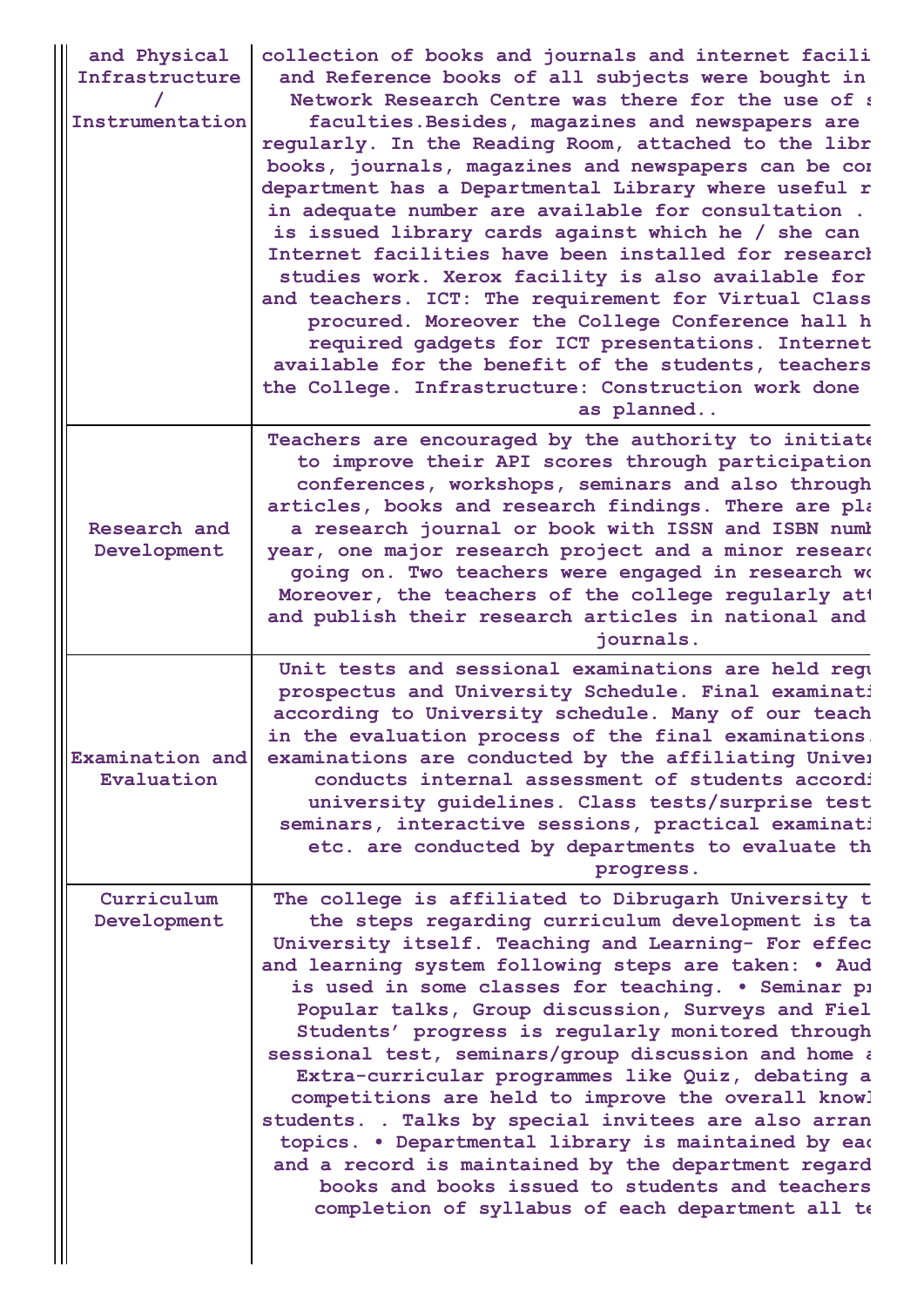| and Physical Infrastructure / Instrumentation | collection of books and journals and internet facili and Reference books of all subjects were bought in Network Research Centre was there for the use of s faculties.Besides, magazines and newspapers are regularly. In the Reading Room, attached to the libr books, journals, magazines and newspapers can be co department has a Departmental Library where useful r in adequate number are available for consultation . is issued library cards against which he / she can Internet facilities have been installed for research studies work. Xerox facility is also available for and teachers. ICT: The requirement for Virtual Class procured. Moreover the College Conference hall h required gadgets for ICT presentations. Internet available for the benefit of the students, teachers the College. Infrastructure: Construction work done as planned.. |
|---|---|
| Research and Development | Teachers are encouraged by the authority to initiate to improve their API scores through participation conferences, workshops, seminars and also through articles, books and research findings. There are pla a research journal or book with ISSN and ISBN numb year, one major research project and a minor researc going on. Two teachers were engaged in research wo Moreover, the teachers of the college regularly att and publish their research articles in national and journals. |
| Examination and Evaluation | Unit tests and sessional examinations are held regu prospectus and University Schedule. Final examinati according to University schedule. Many of our teach in the evaluation process of the final examinations. examinations are conducted by the affiliating Unive conducts internal assessment of students accordi university guidelines. Class tests/surprise test seminars, interactive sessions, practical examinati etc. are conducted by departments to evaluate th progress. |
| Curriculum Development | The college is affiliated to Dibrugarh University t the steps regarding curriculum development is ta University itself. Teaching and Learning- For effec and learning system following steps are taken: • Aud is used in some classes for teaching. • Seminar p Popular talks, Group discussion, Surveys and Fiel Students' progress is regularly monitored through sessional test, seminars/group discussion and home a Extra-curricular programmes like Quiz, debating a competitions are held to improve the overall knowl students. . Talks by special invitees are also arran topics. • Departmental library is maintained by ea and a record is maintained by the department regard books and books issued to students and teachers completion of syllabus of each department all te |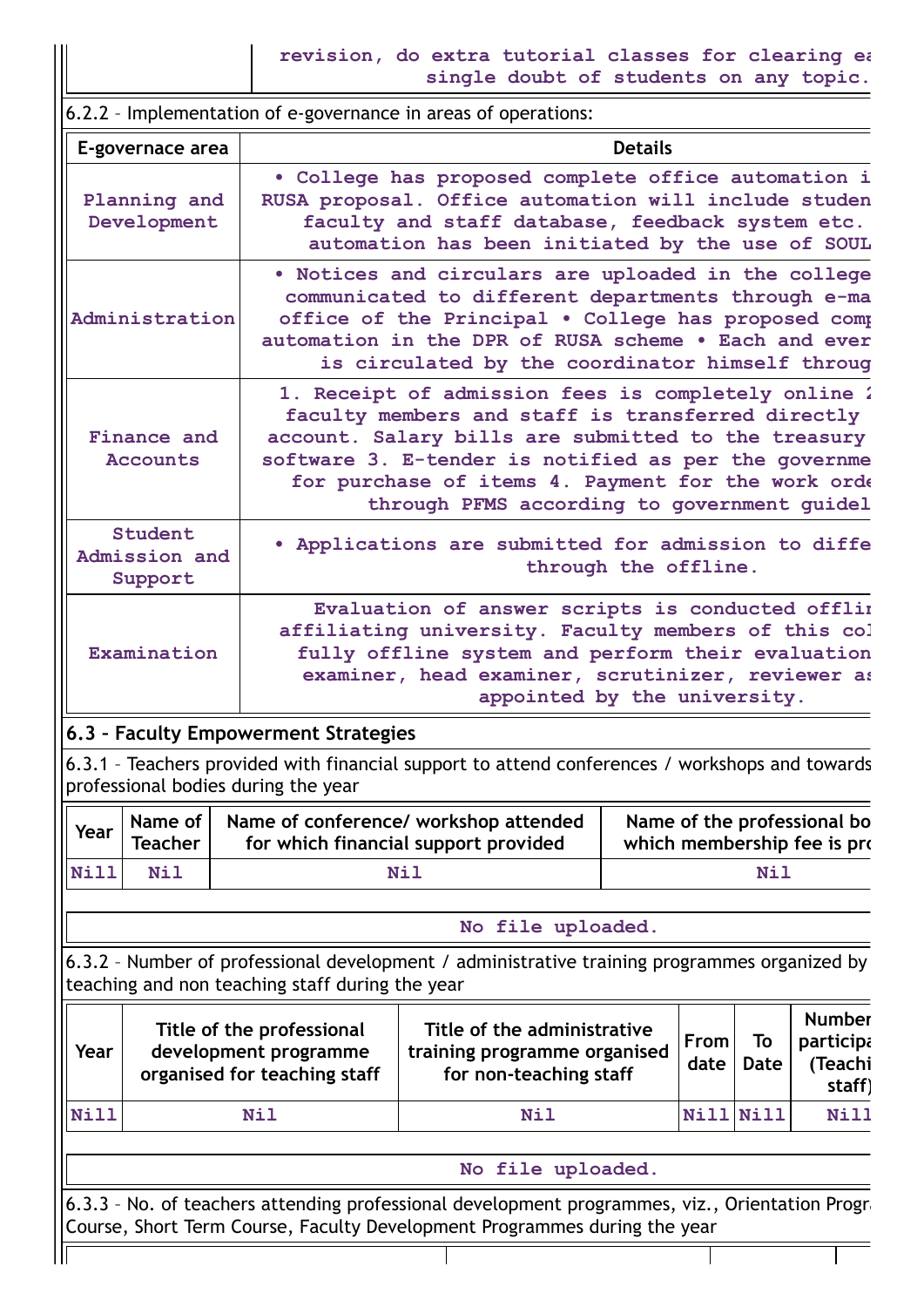| | revision, do extra tutorial classes for clearing ea single doubt of students on any topic. |
|---|---|

6.2.2 – Implementation of e-governance in areas of operations:

| E-governace area | Details |
|---|---|
| Planning and Development | • College has proposed complete office automation i RUSA proposal. Office automation will include studen faculty and staff database, feedback system etc. automation has been initiated by the use of SOUL |
| Administration | • Notices and circulars are uploaded in the college communicated to different departments through e-ma office of the Principal • College has proposed comp automation in the DPR of RUSA scheme • Each and ever is circulated by the coordinator himself throug |
| Finance and Accounts | 1. Receipt of admission fees is completely online 2 faculty members and staff is transferred directly account. Salary bills are submitted to the treasury software 3. E-tender is notified as per the governme for purchase of items 4. Payment for the work orde through PFMS according to government guidel |
| Student Admission and Support | • Applications are submitted for admission to diffe through the offline. |
| Examination | Evaluation of answer scripts is conducted offlir affiliating university. Faculty members of this col fully offline system and perform their evaluation examiner, head examiner, scrutinizer, reviewer as appointed by the university. |

## 6.3 – Faculty Empowerment Strategies

6.3.1 – Teachers provided with financial support to attend conferences / workshops and towards professional bodies during the year

| Year | Name of Teacher | Name of conference/ workshop attended for which financial support provided | Name of the professional bo which membership fee is pro |
|---|---|---|---|
| Nill | Nil | Nil | Nil |

No file uploaded.

6.3.2 – Number of professional development / administrative training programmes organized by teaching and non teaching staff during the year

| Year | Title of the professional development programme organised for teaching staff | Title of the administrative training programme organised for non-teaching staff | From date | To Date | Number participa (Teachi staff) |
|---|---|---|---|---|---|
| Nill | Nil | Nil | Nill | Nill | Nill |

No file uploaded.

6.3.3 – No. of teachers attending professional development programmes, viz., Orientation Progra Course, Short Term Course, Faculty Development Programmes during the year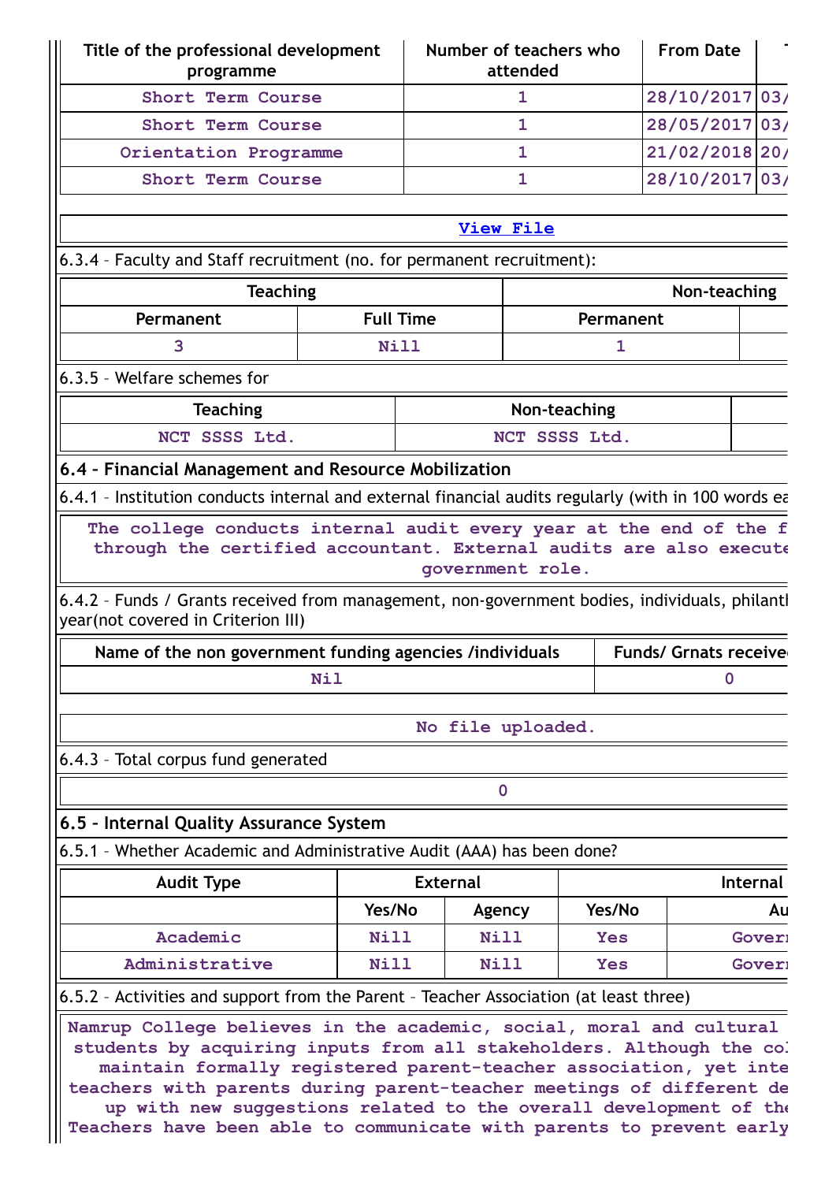| Title of the professional development programme | Number of teachers who attended | From Date | T |
|---|---|---|---|
| Short Term Course | 1 | 28/10/2017 | 03/ |
| Short Term Course | 1 | 28/05/2017 | 03/ |
| Orientation Programme | 1 | 21/02/2018 | 20/ |
| Short Term Course | 1 | 28/10/2017 | 03/ |

[View File]

6.3.4 – Faculty and Staff recruitment (no. for permanent recruitment):

| Teaching | | Non-teaching | |
|---|---|---|---|
| Permanent | Full Time | Permanent | |
| 3 | Nill | 1 | |

6.3.5 – Welfare schemes for

| Teaching | Non-teaching | |
|---|---|---|
| NCT SSSS Ltd. | NCT SSSS Ltd. | |

## 6.4 – Financial Management and Resource Mobilization

6.4.1 – Institution conducts internal and external financial audits regularly (with in 100 words ea

The college conducts internal audit every year at the end of the f through the certified accountant. External audits are also execute government role.

6.4.2 – Funds / Grants received from management, non-government bodies, individuals, philantl year(not covered in Criterion III)

| Name of the non government funding agencies /individuals | Funds/ Grnats receive |
|---|---|
| Nil | 0 |

No file uploaded.

6.4.3 – Total corpus fund generated

0

## 6.5 – Internal Quality Assurance System

6.5.1 – Whether Academic and Administrative Audit (AAA) has been done?

| Audit Type | External | | Internal | |
|---|---|---|---|---|
| | Yes/No | Agency | Yes/No | Au |
| Academic | Nill | Nill | Yes | Gover |
| Administrative | Nill | Nill | Yes | Gover |

6.5.2 – Activities and support from the Parent – Teacher Association (at least three)

Namrup College believes in the academic, social, moral and cultural students by acquiring inputs from all stakeholders. Although the co maintain formally registered parent-teacher association, yet inte teachers with parents during parent-teacher meetings of different de up with new suggestions related to the overall development of the Teachers have been able to communicate with parents to prevent early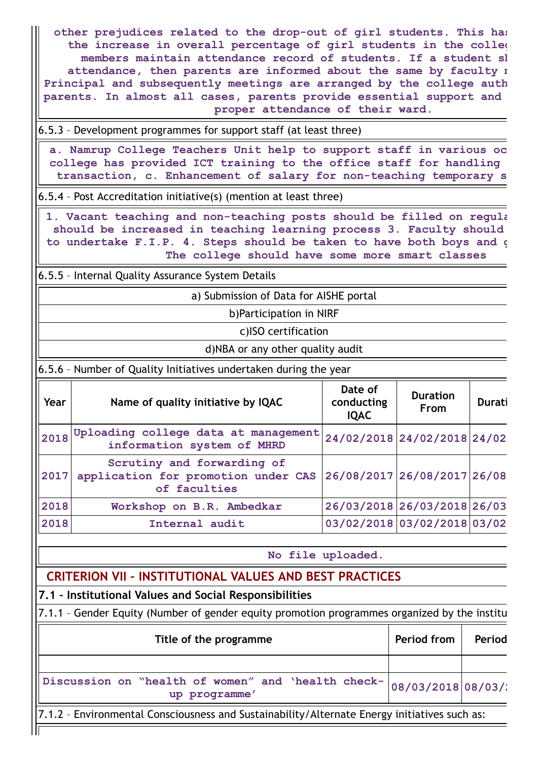other prejudices related to the drop-out of girl students. This has the increase in overall percentage of girl students in the colleg members maintain attendance record of students. If a student sh attendance, then parents are informed about the same by faculty m Principal and subsequently meetings are arranged by the college auth parents. In almost all cases, parents provide essential support and proper attendance of their ward.

6.5.3 – Development programmes for support staff (at least three)

a. Namrup College Teachers Unit help to support staff in various oc college has provided ICT training to the office staff for handling transaction, c. Enhancement of salary for non-teaching temporary s

6.5.4 – Post Accreditation initiative(s) (mention at least three)

1. Vacant teaching and non-teaching posts should be filled on regula should be increased in teaching learning process 3. Faculty should to undertake F.I.P. 4. Steps should be taken to have both boys and g The college should have some more smart classes

6.5.5 – Internal Quality Assurance System Details

| |
|---|
| a) Submission of Data for AISHE portal |
| b)Participation in NIRF |
| c)ISO certification |
| d)NBA or any other quality audit |

6.5.6 – Number of Quality Initiatives undertaken during the year

| Year | Name of quality initiative by IQAC | Date of conducting IQAC | Duration From | Durati |
|---|---|---|---|---|
| 2018 | Uploading college data at management information system of MHRD | 24/02/2018 | 24/02/2018 | 24/02 |
| 2017 | Scrutiny and forwarding of application for promotion under CAS of faculties | 26/08/2017 | 26/08/2017 | 26/08 |
| 2018 | Workshop on B.R. Ambedkar | 26/03/2018 | 26/03/2018 | 26/03 |
| 2018 | Internal audit | 03/02/2018 | 03/02/2018 | 03/02 |

No file uploaded.

## CRITERION VII – INSTITUTIONAL VALUES AND BEST PRACTICES

### 7.1 – Institutional Values and Social Responsibilities

7.1.1 – Gender Equity (Number of gender equity promotion programmes organized by the institu

| Title of the programme | Period from | Period |
|---|---|---|
| | | |
| Discussion on “health of women” and ‘health check-up programme’ | 08/03/2018 | 08/03/2 |

7.1.2 – Environmental Consciousness and Sustainability/Alternate Energy initiatives such as: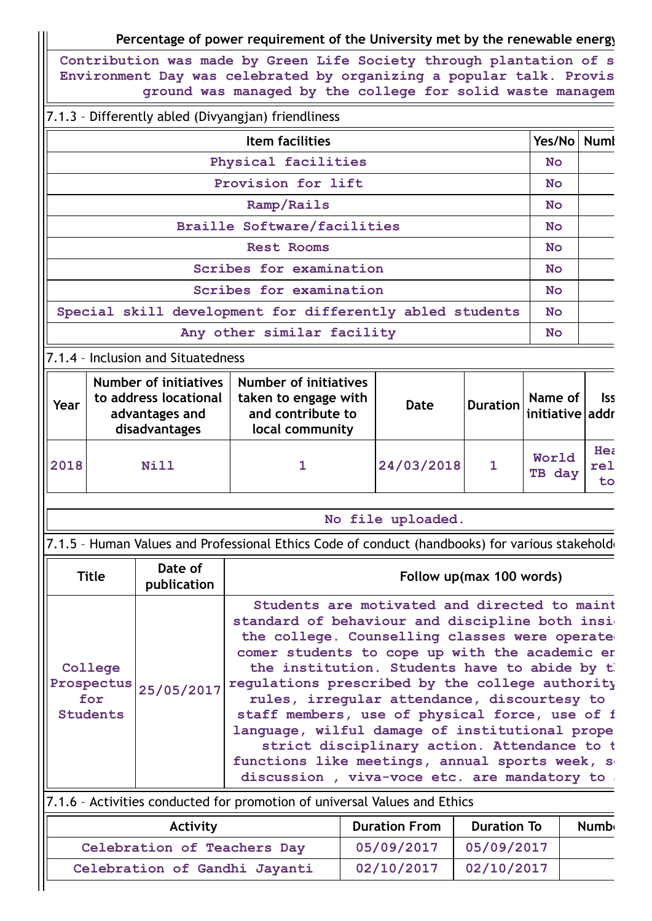| Percentage of power requirement of the University met by the renewable energy |
|---|
| Contribution was made by Green Life Society through plantation of s Environment Day was celebrated by organizing a popular talk. Provis ground was managed by the college for solid waste managem |

7.1.3 – Differently abled (Divyangjan) friendliness

| Item facilities | Yes/No | Numb |
|---|---|---|
| Physical facilities | No | |
| Provision for lift | No | |
| Ramp/Rails | No | |
| Braille Software/facilities | No | |
| Rest Rooms | No | |
| Scribes for examination | No | |
| Scribes for examination | No | |
| Special skill development for differently abled students | No | |
| Any other similar facility | No | |

7.1.4 – Inclusion and Situatedness

| Year | Number of initiatives to address locational advantages and disadvantages | Number of initiatives taken to engage with and contribute to local community | Date | Duration | Name of initiative | Iss addr |
|---|---|---|---|---|---|---|
| 2018 | Nill | 1 | 24/03/2018 | 1 | World TB day | Hea rel to |

| No file uploaded. |
|---|

7.1.5 – Human Values and Professional Ethics Code of conduct (handbooks) for various stakehold

| Title | Date of publication | Follow up(max 100 words) |
|---|---|---|
| College Prospectus for Students | 25/05/2017 | Students are motivated and directed to maint standard of behaviour and discipline both insi the college. Counselling classes were operate comer students to cope up with the academic en the institution. Students have to abide by t regulations prescribed by the college authority rules, irregular attendance, discourtesy to staff members, use of physical force, use of f language, wilful damage of institutional prope strict disciplinary action. Attendance to t functions like meetings, annual sports week, s discussion , viva-voce etc. are mandatory to |

7.1.6 – Activities conducted for promotion of universal Values and Ethics

| Activity | Duration From | Duration To | Numb |
|---|---|---|---|
| Celebration of Teachers Day | 05/09/2017 | 05/09/2017 | |
| Celebration of Gandhi Jayanti | 02/10/2017 | 02/10/2017 | |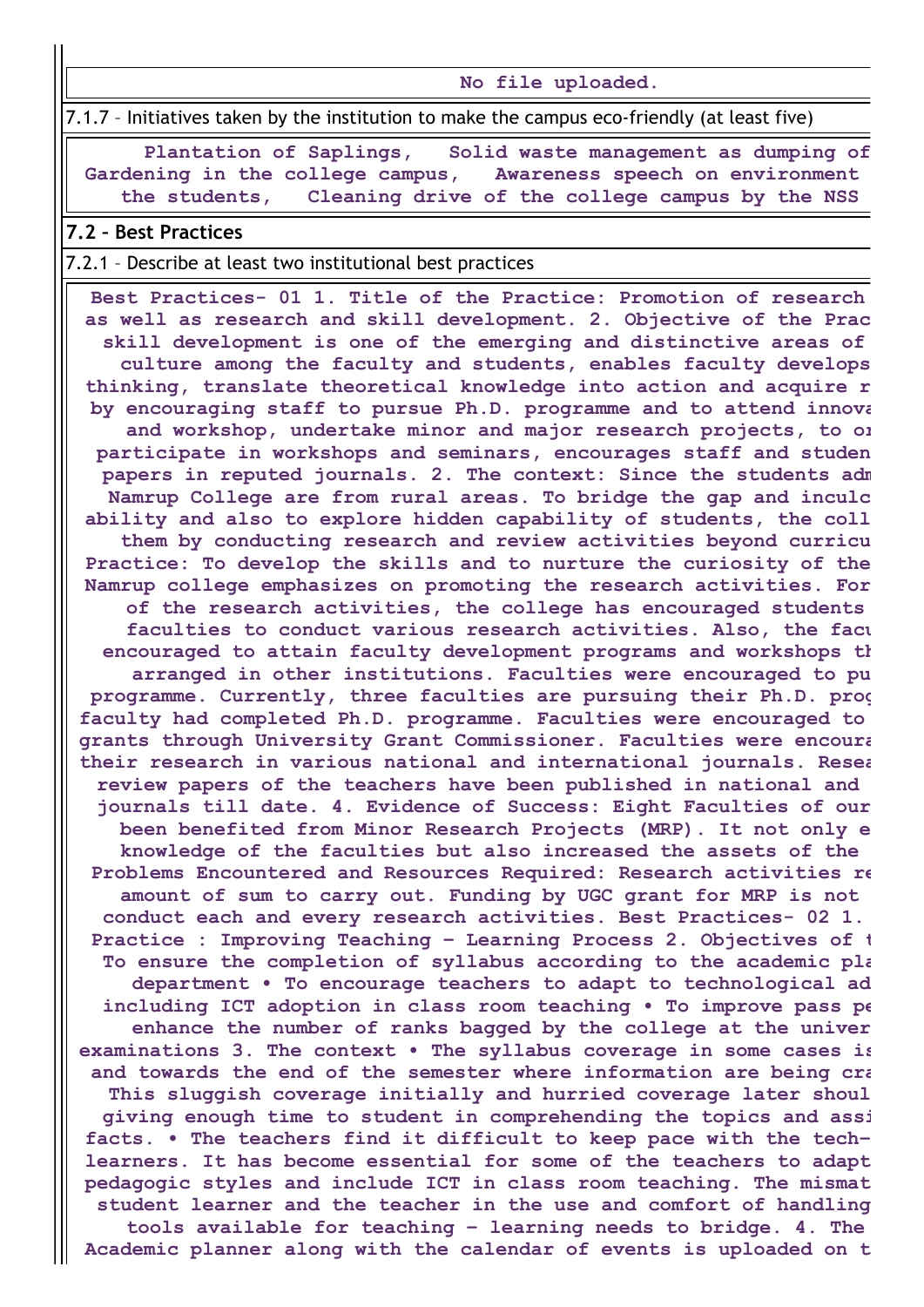No file uploaded.

7.1.7 – Initiatives taken by the institution to make the campus eco-friendly (at least five)

**Plantation of Saplings, Solid waste management as dumping of Gardening in the college campus, Awareness speech on environment the students, Cleaning drive of the college campus by the NSS**

### 7.2 – Best Practices

7.2.1 – Describe at least two institutional best practices

**Best Practices- 01 1. Title of the Practice: Promotion of research as well as research and skill development. 2. Objective of the Prac skill development is one of the emerging and distinctive areas of culture among the faculty and students, enables faculty develops thinking, translate theoretical knowledge into action and acquire r by encouraging staff to pursue Ph.D. programme and to attend innova and workshop, undertake minor and major research projects, to or participate in workshops and seminars, encourages staff and studen papers in reputed journals. 2. The context: Since the students adm Namrup College are from rural areas. To bridge the gap and inculc ability and also to explore hidden capability of students, the coll them by conducting research and review activities beyond curricu Practice: To develop the skills and to nurture the curiosity of the Namrup college emphasizes on promoting the research activities. For of the research activities, the college has encouraged students faculties to conduct various research activities. Also, the facu encouraged to attain faculty development programs and workshops th arranged in other institutions. Faculties were encouraged to pu programme. Currently, three faculties are pursuing their Ph.D. prog faculty had completed Ph.D. programme. Faculties were encouraged to grants through University Grant Commissioner. Faculties were encoura their research in various national and international journals. Resea review papers of the teachers have been published in national and journals till date. 4. Evidence of Success: Eight Faculties of our been benefited from Minor Research Projects (MRP). It not only e knowledge of the faculties but also increased the assets of the Problems Encountered and Resources Required: Research activities re amount of sum to carry out. Funding by UGC grant for MRP is not conduct each and every research activities. Best Practices- 02 1. Practice : Improving Teaching – Learning Process 2. Objectives of t To ensure the completion of syllabus according to the academic pla department • To encourage teachers to adapt to technological ad including ICT adoption in class room teaching • To improve pass pe enhance the number of ranks bagged by the college at the univer examinations 3. The context • The syllabus coverage in some cases is and towards the end of the semester where information are being cra This sluggish coverage initially and hurried coverage later shoul giving enough time to student in comprehending the topics and assi facts. • The teachers find it difficult to keep pace with the tech- learners. It has become essential for some of the teachers to adapt pedagogic styles and include ICT in class room teaching. The mismat student learner and the teacher in the use and comfort of handling tools available for teaching – learning needs to bridge. 4. The Academic planner along with the calendar of events is uploaded on t**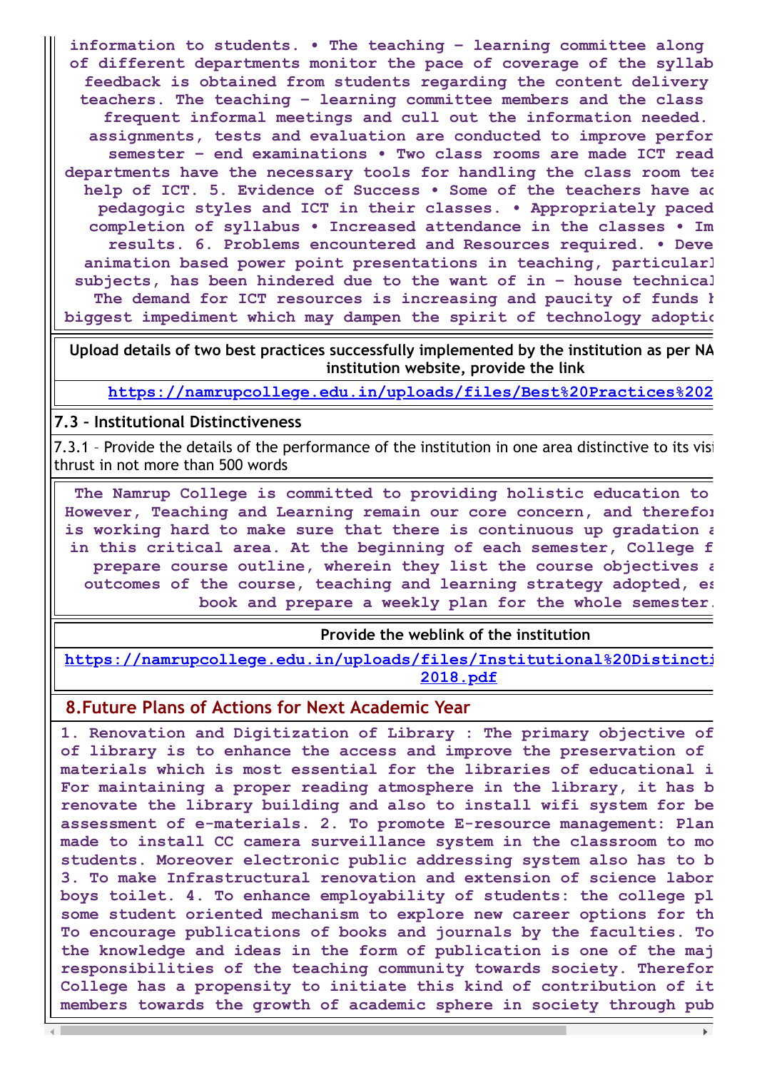information to students. • The teaching – learning committee along of different departments monitor the pace of coverage of the syllab feedback is obtained from students regarding the content delivery teachers. The teaching – learning committee members and the class frequent informal meetings and cull out the information needed. assignments, tests and evaluation are conducted to improve perfor semester – end examinations • Two class rooms are made ICT read departments have the necessary tools for handling the class room tea help of ICT. 5. Evidence of Success • Some of the teachers have ac pedagogic styles and ICT in their classes. • Appropriately paced completion of syllabus • Increased attendance in the classes • Im results. 6. Problems encountered and Resources required. • Deve animation based power point presentations in teaching, particularl subjects, has been hindered due to the want of in – house technical The demand for ICT resources is increasing and paucity of funds h biggest impediment which may dampen the spirit of technology adoptio

**Upload details of two best practices successfully implemented by the institution as per NA institution website, provide the link**

https://namrupcollege.edu.in/uploads/files/Best%20Practices%202

## 7.3 – Institutional Distinctiveness

7.3.1 – Provide the details of the performance of the institution in one area distinctive to its visi thrust in not more than 500 words

The Namrup College is committed to providing holistic education to However, Teaching and Learning remain our core concern, and therefor is working hard to make sure that there is continuous up gradation a in this critical area. At the beginning of each semester, College f prepare course outline, wherein they list the course objectives a outcomes of the course, teaching and learning strategy adopted, es book and prepare a weekly plan for the whole semester.

**Provide the weblink of the institution**

https://namrupcollege.edu.in/uploads/files/Institutional%20Distincti 2018.pdf

## 8.Future Plans of Actions for Next Academic Year

1. Renovation and Digitization of Library : The primary objective of of library is to enhance the access and improve the preservation of materials which is most essential for the libraries of educational i For maintaining a proper reading atmosphere in the library, it has b renovate the library building and also to install wifi system for be assessment of e-materials. 2. To promote E-resource management: Plan made to install CC camera surveillance system in the classroom to mo students. Moreover electronic public addressing system also has to b 3. To make Infrastructural renovation and extension of science labor boys toilet. 4. To enhance employability of students: the college pl some student oriented mechanism to explore new career options for th To encourage publications of books and journals by the faculties. To the knowledge and ideas in the form of publication is one of the maj responsibilities of the teaching community towards society. Therefor College has a propensity to initiate this kind of contribution of it members towards the growth of academic sphere in society through pub